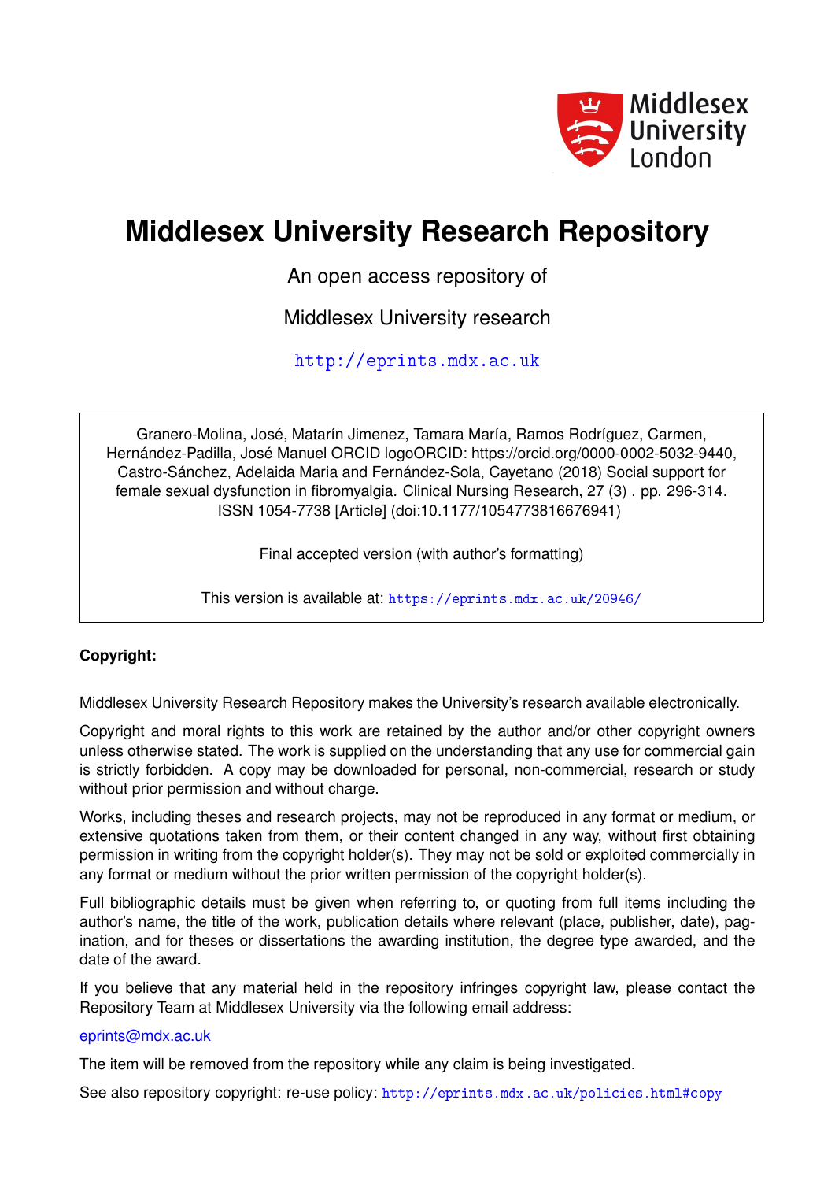Middlesex University London

# Middlesex University Research Repository

An open access repository of

Middlesex University research

http://eprints.mdx.ac.uk

Granero-Molina, José, Matarín Jimenez, Tamara María, Ramos Rodríguez, Carmen, Hernández-Padilla, José Manuel ORCID logoORCID: https://orcid.org/0000-0002-5032-9440, Castro-Sánchez, Adelaida Maria and Fernández-Sola, Cayetano (2018) Social support for female sexual dysfunction in fibromyalgia. Clinical Nursing Research, 27 (3) . pp. 296-314. ISSN 1054-7738 [Article] (doi:10.1177/1054773816676941)

Final accepted version (with author's formatting)

This version is available at: https://eprints.mdx.ac.uk/20946/

**Copyright:**

Middlesex University Research Repository makes the University's research available electronically.

Copyright and moral rights to this work are retained by the author and/or other copyright owners unless otherwise stated. The work is supplied on the understanding that any use for commercial gain is strictly forbidden. A copy may be downloaded for personal, non-commercial, research or study without prior permission and without charge.

Works, including theses and research projects, may not be reproduced in any format or medium, or extensive quotations taken from them, or their content changed in any way, without first obtaining permission in writing from the copyright holder(s). They may not be sold or exploited commercially in any format or medium without the prior written permission of the copyright holder(s).

Full bibliographic details must be given when referring to, or quoting from full items including the author's name, the title of the work, publication details where relevant (place, publisher, date), pagination, and for theses or dissertations the awarding institution, the degree type awarded, and the date of the award.

If you believe that any material held in the repository infringes copyright law, please contact the Repository Team at Middlesex University via the following email address:

eprints@mdx.ac.uk

The item will be removed from the repository while any claim is being investigated.

See also repository copyright: re-use policy: http://eprints.mdx.ac.uk/policies.html#copy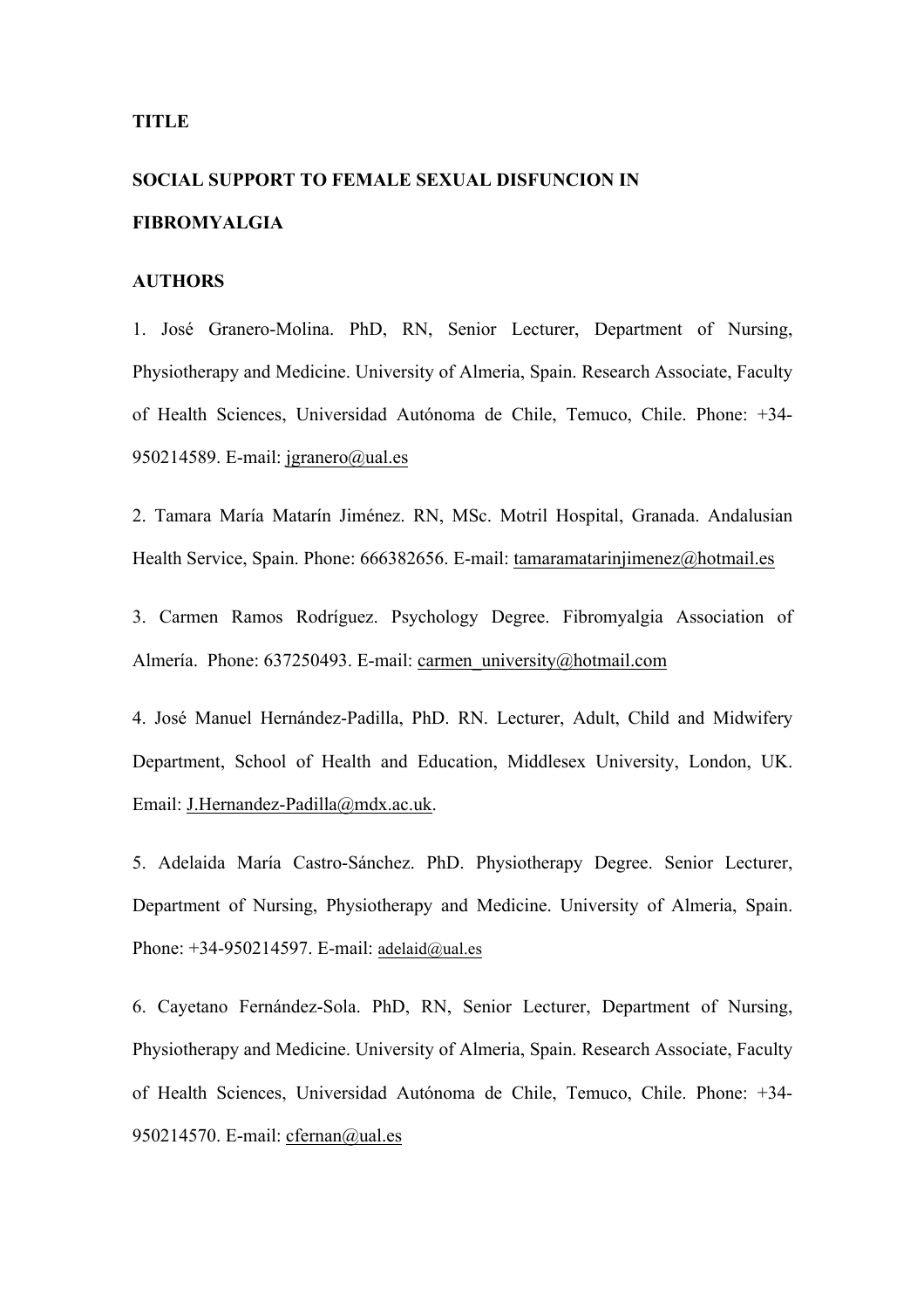**TITLE**

**SOCIAL SUPPORT TO FEMALE SEXUAL DISFUNCION IN FIBROMYALGIA**

**AUTHORS**

1. José Granero-Molina. PhD, RN, Senior Lecturer, Department of Nursing, Physiotherapy and Medicine. University of Almeria, Spain. Research Associate, Faculty of Health Sciences, Universidad Autónoma de Chile, Temuco, Chile. Phone: +34-950214589. E-mail: jgranero@ual.es

2. Tamara María Matarín Jiménez. RN, MSc. Motril Hospital, Granada. Andalusian Health Service, Spain. Phone: 666382656. E-mail: tamaramatarinjimenez@hotmail.es

3. Carmen Ramos Rodríguez. Psychology Degree. Fibromyalgia Association of Almería. Phone: 637250493. E-mail: carmen_university@hotmail.com

4. José Manuel Hernández-Padilla, PhD. RN. Lecturer, Adult, Child and Midwifery Department, School of Health and Education, Middlesex University, London, UK. Email: J.Hernandez-Padilla@mdx.ac.uk.

5. Adelaida María Castro-Sánchez. PhD. Physiotherapy Degree. Senior Lecturer, Department of Nursing, Physiotherapy and Medicine. University of Almeria, Spain. Phone: +34-950214597. E-mail: adelaid@ual.es

6. Cayetano Fernández-Sola. PhD, RN, Senior Lecturer, Department of Nursing, Physiotherapy and Medicine. University of Almeria, Spain. Research Associate, Faculty of Health Sciences, Universidad Autónoma de Chile, Temuco, Chile. Phone: +34-950214570. E-mail: cfernan@ual.es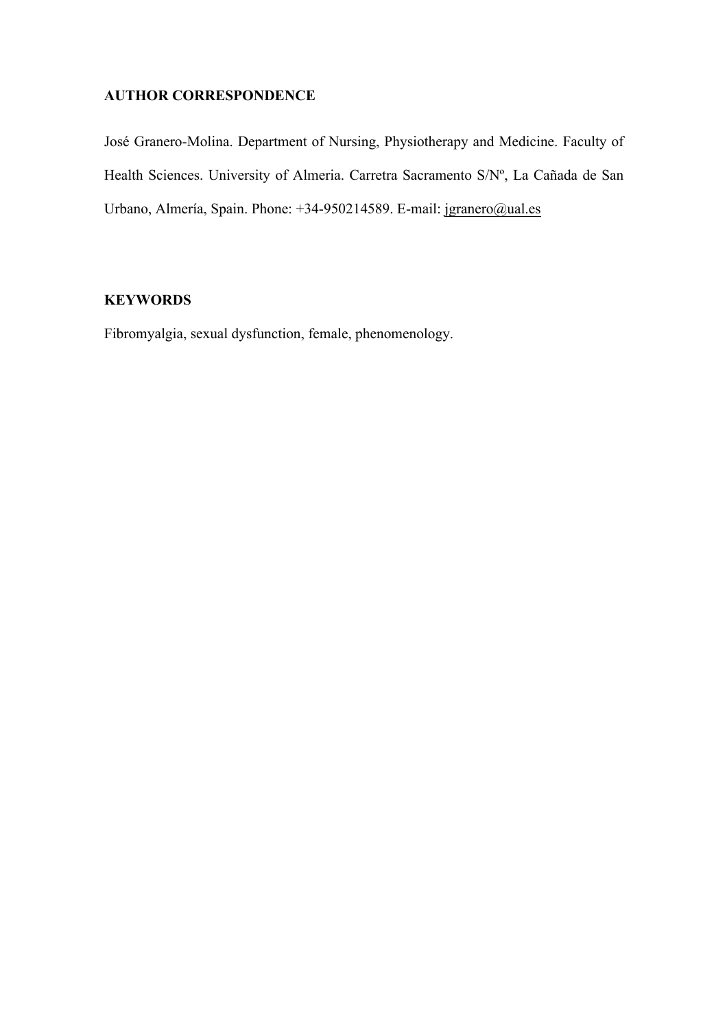**AUTHOR CORRESPONDENCE**

José Granero-Molina. Department of Nursing, Physiotherapy and Medicine. Faculty of Health Sciences. University of Almeria. Carretra Sacramento S/Nº, La Cañada de San Urbano, Almería, Spain. Phone: +34-950214589. E-mail: jgranero@ual.es

**KEYWORDS**

Fibromyalgia, sexual dysfunction, female, phenomenology.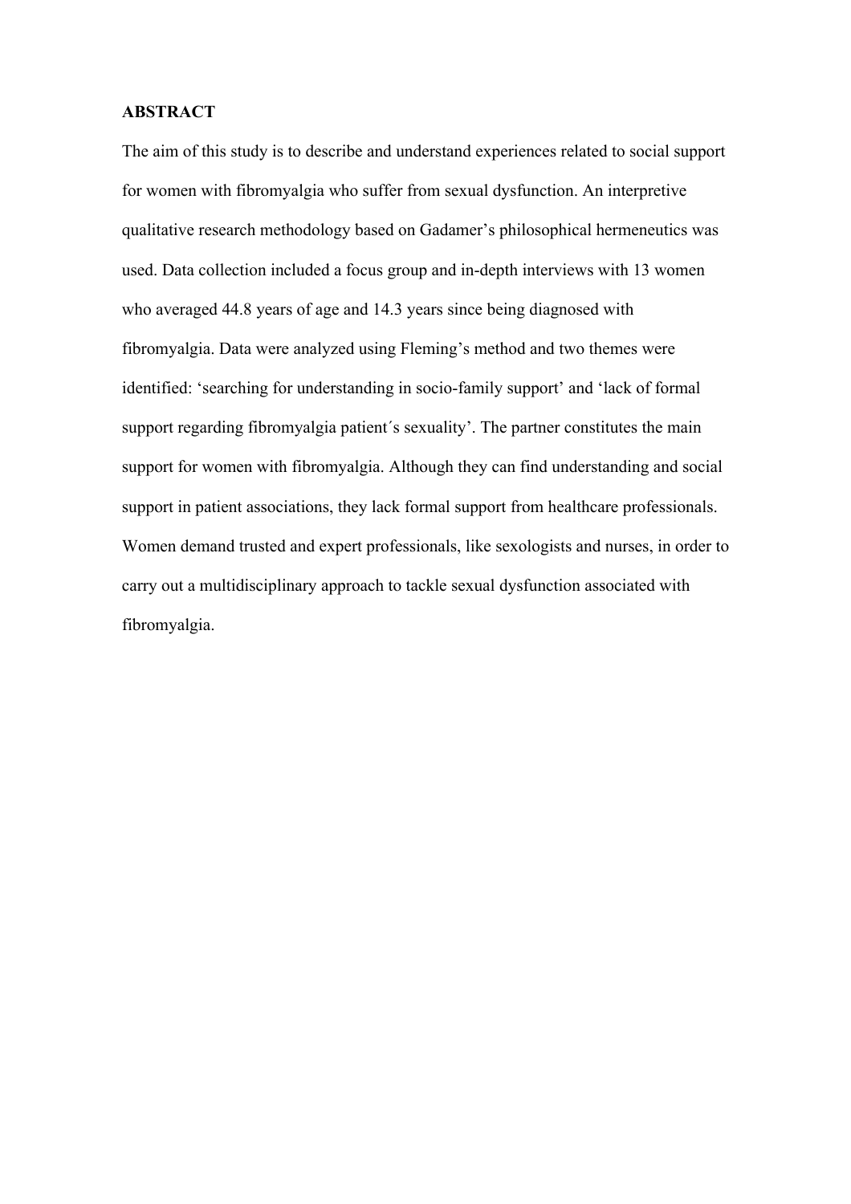## ABSTRACT

The aim of this study is to describe and understand experiences related to social support for women with fibromyalgia who suffer from sexual dysfunction. An interpretive qualitative research methodology based on Gadamer's philosophical hermeneutics was used. Data collection included a focus group and in-depth interviews with 13 women who averaged 44.8 years of age and 14.3 years since being diagnosed with fibromyalgia. Data were analyzed using Fleming's method and two themes were identified: 'searching for understanding in socio-family support' and 'lack of formal support regarding fibromyalgia patient´s sexuality'. The partner constitutes the main support for women with fibromyalgia. Although they can find understanding and social support in patient associations, they lack formal support from healthcare professionals. Women demand trusted and expert professionals, like sexologists and nurses, in order to carry out a multidisciplinary approach to tackle sexual dysfunction associated with fibromyalgia.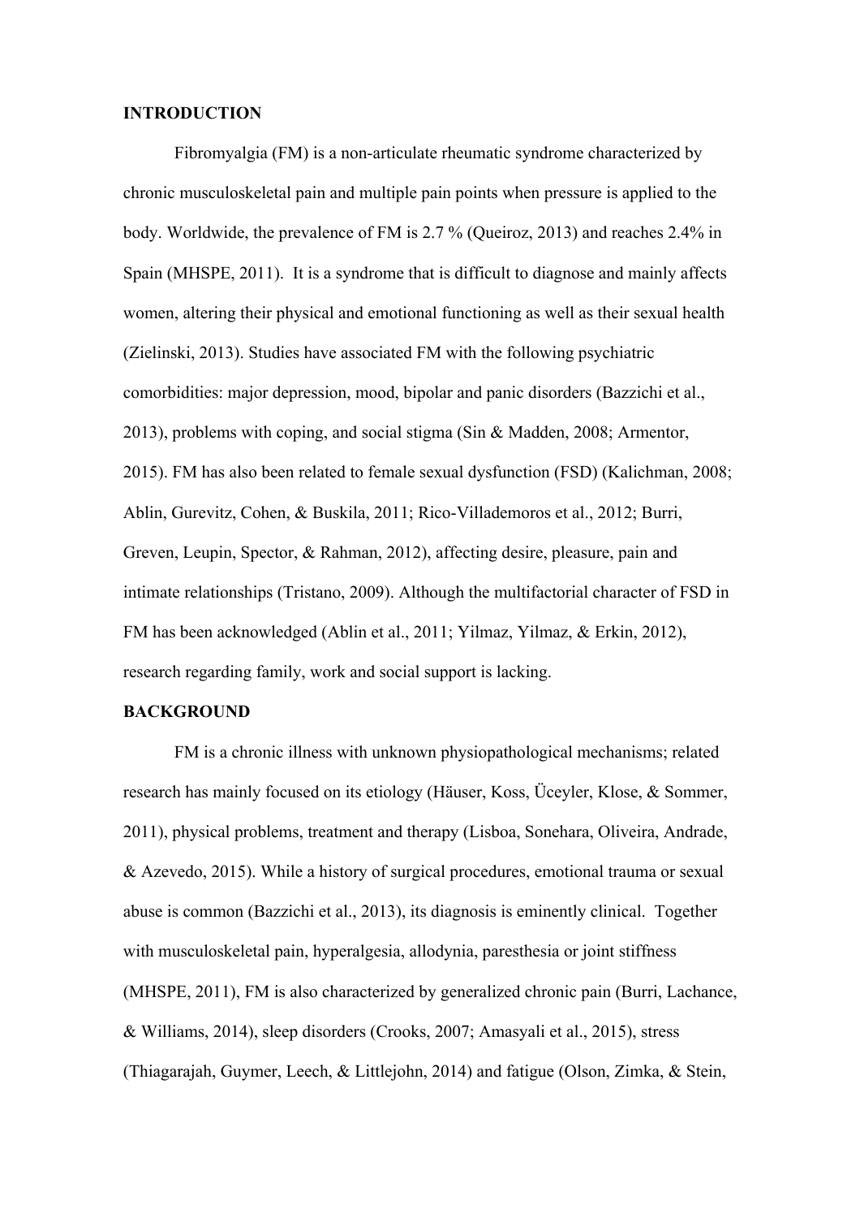## INTRODUCTION

Fibromyalgia (FM) is a non-articulate rheumatic syndrome characterized by chronic musculoskeletal pain and multiple pain points when pressure is applied to the body. Worldwide, the prevalence of FM is 2.7 % (Queiroz, 2013) and reaches 2.4% in Spain (MHSPE, 2011). It is a syndrome that is difficult to diagnose and mainly affects women, altering their physical and emotional functioning as well as their sexual health (Zielinski, 2013). Studies have associated FM with the following psychiatric comorbidities: major depression, mood, bipolar and panic disorders (Bazzichi et al., 2013), problems with coping, and social stigma (Sin & Madden, 2008; Armentor, 2015). FM has also been related to female sexual dysfunction (FSD) (Kalichman, 2008; Ablin, Gurevitz, Cohen, & Buskila, 2011; Rico-Villademoros et al., 2012; Burri, Greven, Leupin, Spector, & Rahman, 2012), affecting desire, pleasure, pain and intimate relationships (Tristano, 2009). Although the multifactorial character of FSD in FM has been acknowledged (Ablin et al., 2011; Yilmaz, Yilmaz, & Erkin, 2012), research regarding family, work and social support is lacking.

## BACKGROUND

FM is a chronic illness with unknown physiopathological mechanisms; related research has mainly focused on its etiology (Häuser, Koss, Üceyler, Klose, & Sommer, 2011), physical problems, treatment and therapy (Lisboa, Sonehara, Oliveira, Andrade, & Azevedo, 2015). While a history of surgical procedures, emotional trauma or sexual abuse is common (Bazzichi et al., 2013), its diagnosis is eminently clinical. Together with musculoskeletal pain, hyperalgesia, allodynia, paresthesia or joint stiffness (MHSPE, 2011), FM is also characterized by generalized chronic pain (Burri, Lachance, & Williams, 2014), sleep disorders (Crooks, 2007; Amasyali et al., 2015), stress (Thiagarajah, Guymer, Leech, & Littlejohn, 2014) and fatigue (Olson, Zimka, & Stein,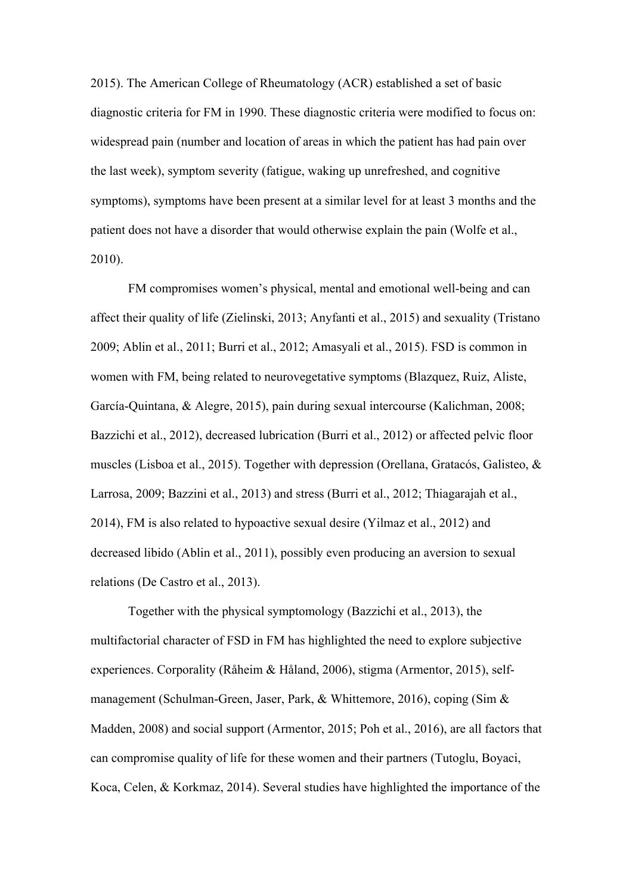2015). The American College of Rheumatology (ACR) established a set of basic diagnostic criteria for FM in 1990. These diagnostic criteria were modified to focus on: widespread pain (number and location of areas in which the patient has had pain over the last week), symptom severity (fatigue, waking up unrefreshed, and cognitive symptoms), symptoms have been present at a similar level for at least 3 months and the patient does not have a disorder that would otherwise explain the pain (Wolfe et al., 2010).

FM compromises women's physical, mental and emotional well-being and can affect their quality of life (Zielinski, 2013; Anyfanti et al., 2015) and sexuality (Tristano 2009; Ablin et al., 2011; Burri et al., 2012; Amasyali et al., 2015). FSD is common in women with FM, being related to neurovegetative symptoms (Blazquez, Ruiz, Aliste, García-Quintana, & Alegre, 2015), pain during sexual intercourse (Kalichman, 2008; Bazzichi et al., 2012), decreased lubrication (Burri et al., 2012) or affected pelvic floor muscles (Lisboa et al., 2015). Together with depression (Orellana, Gratacós, Galisteo, & Larrosa, 2009; Bazzini et al., 2013) and stress (Burri et al., 2012; Thiagarajah et al., 2014), FM is also related to hypoactive sexual desire (Yilmaz et al., 2012) and decreased libido (Ablin et al., 2011), possibly even producing an aversion to sexual relations (De Castro et al., 2013).

Together with the physical symptomology (Bazzichi et al., 2013), the multifactorial character of FSD in FM has highlighted the need to explore subjective experiences. Corporality (Råheim & Håland, 2006), stigma (Armentor, 2015), self-management (Schulman-Green, Jaser, Park, & Whittemore, 2016), coping (Sim & Madden, 2008) and social support (Armentor, 2015; Poh et al., 2016), are all factors that can compromise quality of life for these women and their partners (Tutoglu, Boyaci, Koca, Celen, & Korkmaz, 2014). Several studies have highlighted the importance of the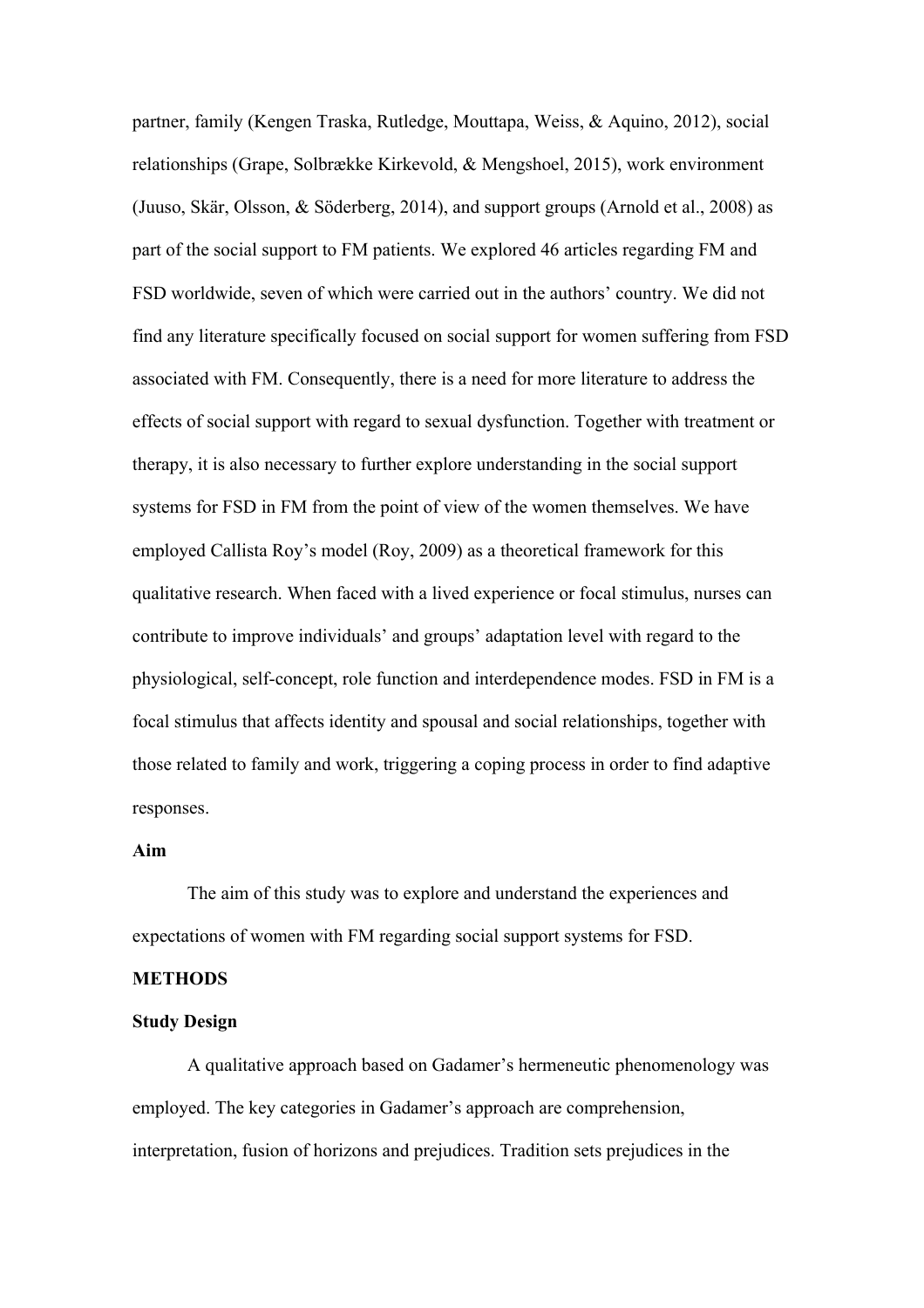partner, family (Kengen Traska, Rutledge, Mouttapa, Weiss, & Aquino, 2012), social relationships (Grape, Solbrække Kirkevold, & Mengshoel, 2015), work environment (Juuso, Skär, Olsson, & Söderberg, 2014), and support groups (Arnold et al., 2008) as part of the social support to FM patients. We explored 46 articles regarding FM and FSD worldwide, seven of which were carried out in the authors' country. We did not find any literature specifically focused on social support for women suffering from FSD associated with FM. Consequently, there is a need for more literature to address the effects of social support with regard to sexual dysfunction. Together with treatment or therapy, it is also necessary to further explore understanding in the social support systems for FSD in FM from the point of view of the women themselves. We have employed Callista Roy's model (Roy, 2009) as a theoretical framework for this qualitative research. When faced with a lived experience or focal stimulus, nurses can contribute to improve individuals' and groups' adaptation level with regard to the physiological, self-concept, role function and interdependence modes. FSD in FM is a focal stimulus that affects identity and spousal and social relationships, together with those related to family and work, triggering a coping process in order to find adaptive responses.

### Aim

The aim of this study was to explore and understand the experiences and expectations of women with FM regarding social support systems for FSD.

## METHODS

### Study Design

A qualitative approach based on Gadamer's hermeneutic phenomenology was employed. The key categories in Gadamer's approach are comprehension, interpretation, fusion of horizons and prejudices. Tradition sets prejudices in the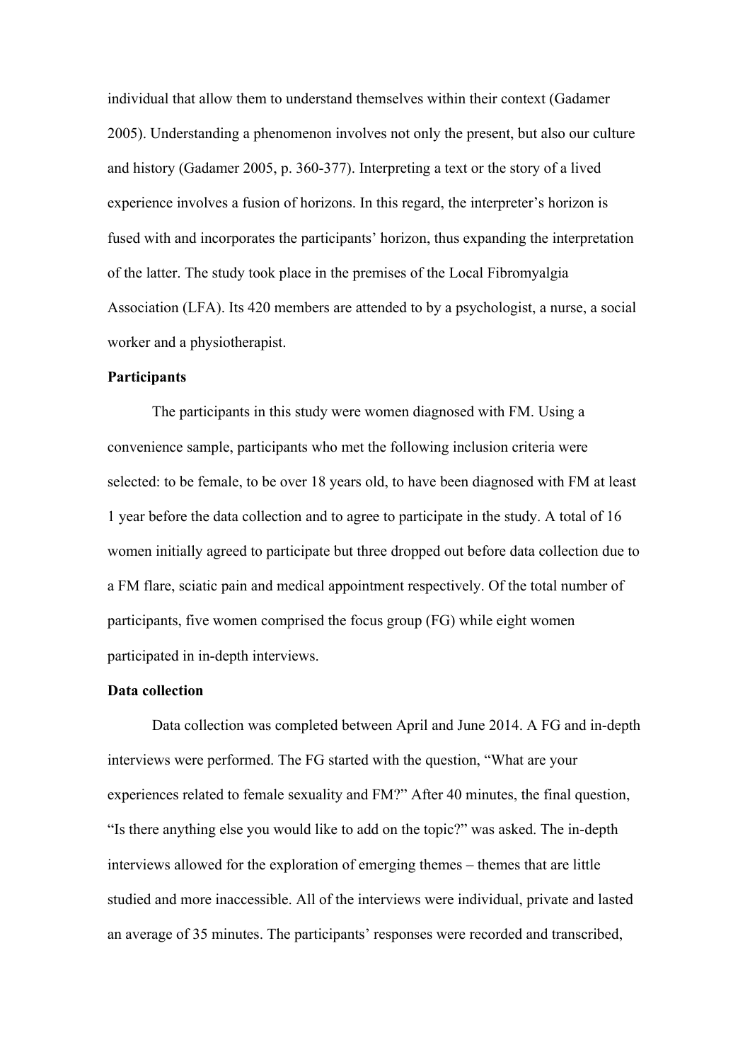individual that allow them to understand themselves within their context (Gadamer 2005). Understanding a phenomenon involves not only the present, but also our culture and history (Gadamer 2005, p. 360-377). Interpreting a text or the story of a lived experience involves a fusion of horizons. In this regard, the interpreter's horizon is fused with and incorporates the participants' horizon, thus expanding the interpretation of the latter. The study took place in the premises of the Local Fibromyalgia Association (LFA). Its 420 members are attended to by a psychologist, a nurse, a social worker and a physiotherapist.

**Participants**

The participants in this study were women diagnosed with FM. Using a convenience sample, participants who met the following inclusion criteria were selected: to be female, to be over 18 years old, to have been diagnosed with FM at least 1 year before the data collection and to agree to participate in the study. A total of 16 women initially agreed to participate but three dropped out before data collection due to a FM flare, sciatic pain and medical appointment respectively. Of the total number of participants, five women comprised the focus group (FG) while eight women participated in in-depth interviews.

**Data collection**

Data collection was completed between April and June 2014. A FG and in-depth interviews were performed. The FG started with the question, "What are your experiences related to female sexuality and FM?" After 40 minutes, the final question, "Is there anything else you would like to add on the topic?" was asked. The in-depth interviews allowed for the exploration of emerging themes – themes that are little studied and more inaccessible. All of the interviews were individual, private and lasted an average of 35 minutes. The participants' responses were recorded and transcribed,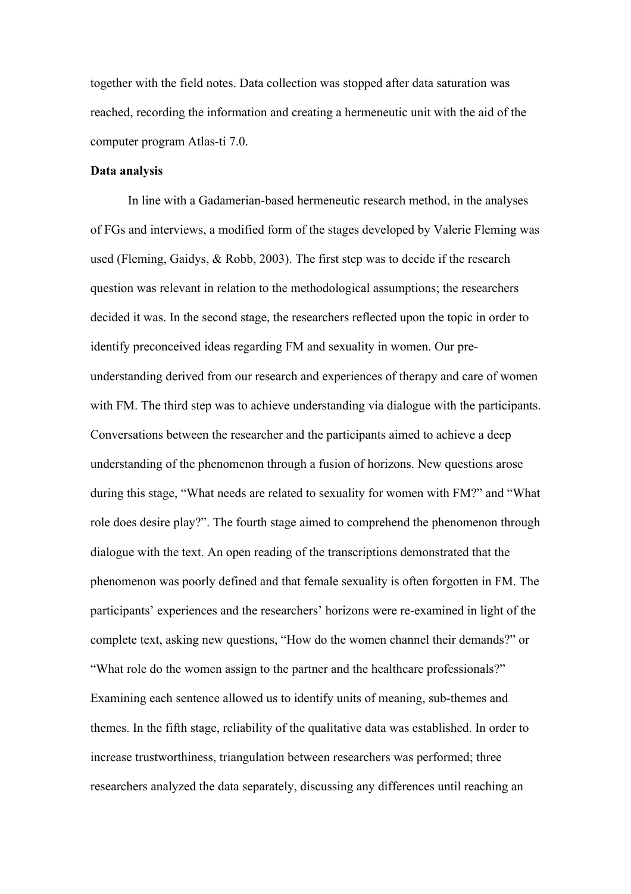together with the field notes. Data collection was stopped after data saturation was reached, recording the information and creating a hermeneutic unit with the aid of the computer program Atlas-ti 7.0.

**Data analysis**

In line with a Gadamerian-based hermeneutic research method, in the analyses of FGs and interviews, a modified form of the stages developed by Valerie Fleming was used (Fleming, Gaidys, & Robb, 2003). The first step was to decide if the research question was relevant in relation to the methodological assumptions; the researchers decided it was. In the second stage, the researchers reflected upon the topic in order to identify preconceived ideas regarding FM and sexuality in women. Our pre-understanding derived from our research and experiences of therapy and care of women with FM. The third step was to achieve understanding via dialogue with the participants. Conversations between the researcher and the participants aimed to achieve a deep understanding of the phenomenon through a fusion of horizons. New questions arose during this stage, "What needs are related to sexuality for women with FM?" and "What role does desire play?". The fourth stage aimed to comprehend the phenomenon through dialogue with the text. An open reading of the transcriptions demonstrated that the phenomenon was poorly defined and that female sexuality is often forgotten in FM. The participants' experiences and the researchers' horizons were re-examined in light of the complete text, asking new questions, "How do the women channel their demands?" or "What role do the women assign to the partner and the healthcare professionals?" Examining each sentence allowed us to identify units of meaning, sub-themes and themes. In the fifth stage, reliability of the qualitative data was established. In order to increase trustworthiness, triangulation between researchers was performed; three researchers analyzed the data separately, discussing any differences until reaching an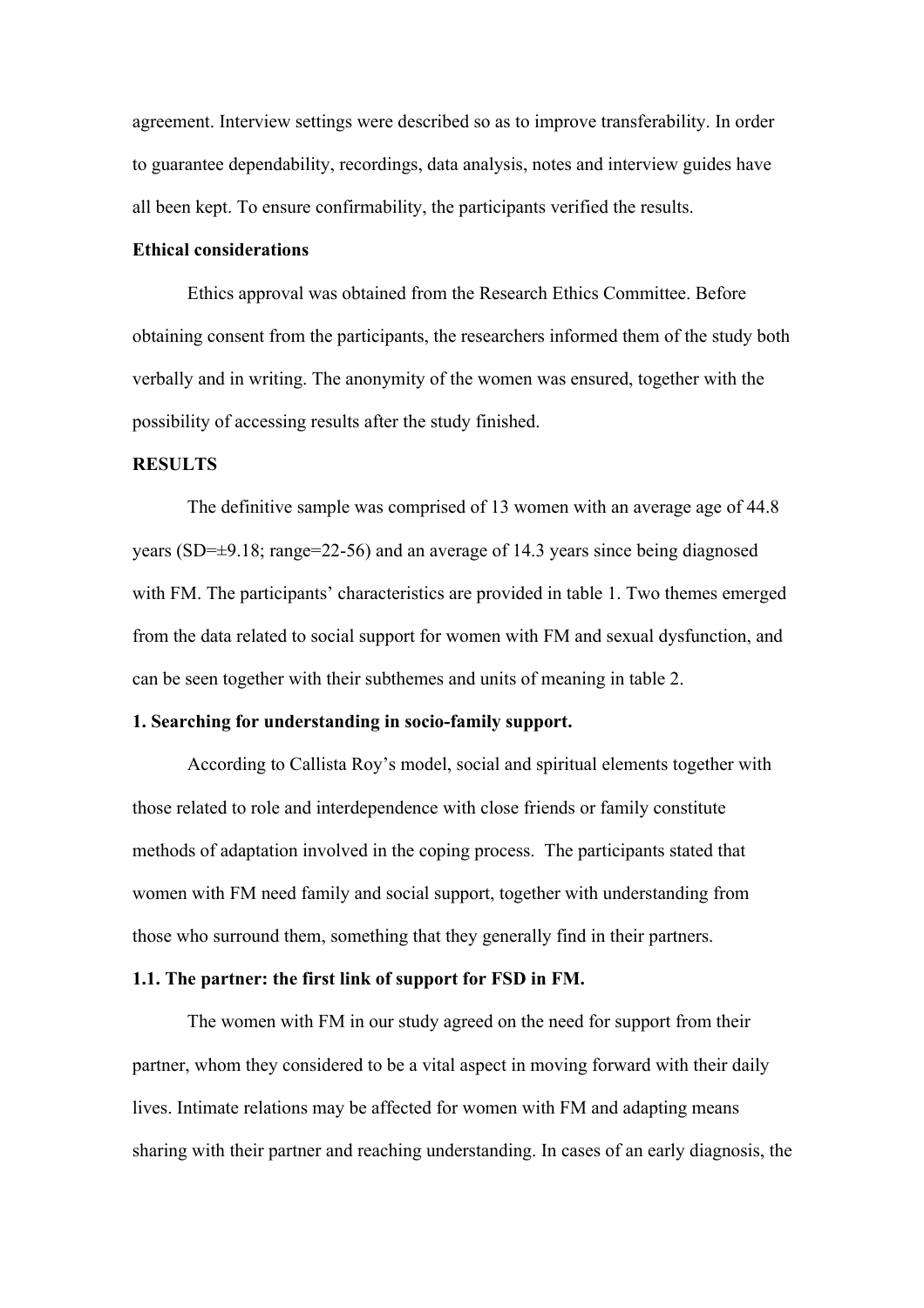agreement. Interview settings were described so as to improve transferability. In order to guarantee dependability, recordings, data analysis, notes and interview guides have all been kept. To ensure confirmability, the participants verified the results.

**Ethical considerations**

Ethics approval was obtained from the Research Ethics Committee. Before obtaining consent from the participants, the researchers informed them of the study both verbally and in writing. The anonymity of the women was ensured, together with the possibility of accessing results after the study finished.

**RESULTS**

The definitive sample was comprised of 13 women with an average age of 44.8 years (SD=±9.18; range=22-56) and an average of 14.3 years since being diagnosed with FM. The participants' characteristics are provided in table 1. Two themes emerged from the data related to social support for women with FM and sexual dysfunction, and can be seen together with their subthemes and units of meaning in table 2.

**1. Searching for understanding in socio-family support.**

According to Callista Roy's model, social and spiritual elements together with those related to role and interdependence with close friends or family constitute methods of adaptation involved in the coping process. The participants stated that women with FM need family and social support, together with understanding from those who surround them, something that they generally find in their partners.

**1.1. The partner: the first link of support for FSD in FM.**

The women with FM in our study agreed on the need for support from their partner, whom they considered to be a vital aspect in moving forward with their daily lives. Intimate relations may be affected for women with FM and adapting means sharing with their partner and reaching understanding. In cases of an early diagnosis, the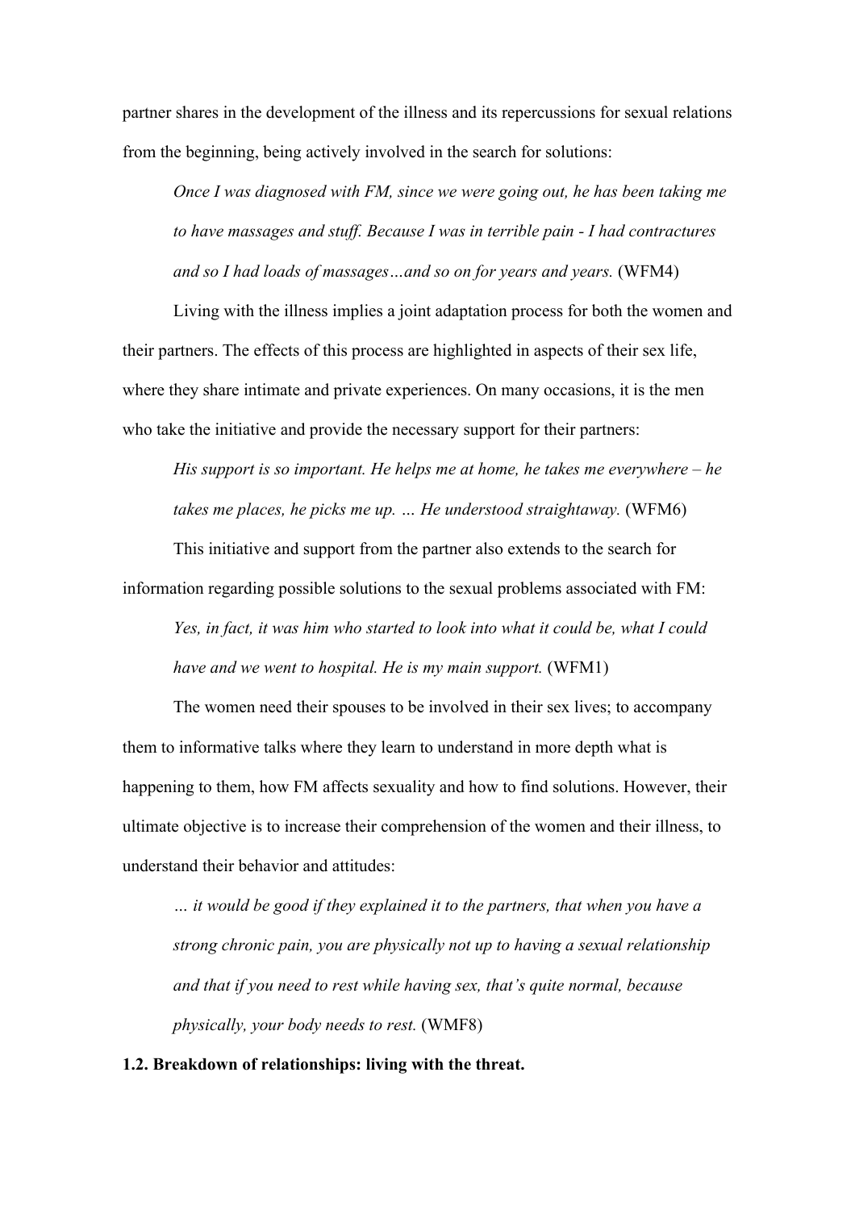partner shares in the development of the illness and its repercussions for sexual relations from the beginning, being actively involved in the search for solutions:

> *Once I was diagnosed with FM, since we were going out, he has been taking me to have massages and stuff. Because I was in terrible pain - I had contractures and so I had loads of massages…and so on for years and years.* (WFM4)

Living with the illness implies a joint adaptation process for both the women and their partners. The effects of this process are highlighted in aspects of their sex life, where they share intimate and private experiences. On many occasions, it is the men who take the initiative and provide the necessary support for their partners:

> *His support is so important. He helps me at home, he takes me everywhere – he takes me places, he picks me up. … He understood straightaway.* (WFM6)

This initiative and support from the partner also extends to the search for information regarding possible solutions to the sexual problems associated with FM:

> *Yes, in fact, it was him who started to look into what it could be, what I could have and we went to hospital. He is my main support.* (WFM1)

The women need their spouses to be involved in their sex lives; to accompany them to informative talks where they learn to understand in more depth what is happening to them, how FM affects sexuality and how to find solutions. However, their ultimate objective is to increase their comprehension of the women and their illness, to understand their behavior and attitudes:

> *… it would be good if they explained it to the partners, that when you have a strong chronic pain, you are physically not up to having a sexual relationship and that if you need to rest while having sex, that's quite normal, because physically, your body needs to rest.* (WMF8)

**1.2. Breakdown of relationships: living with the threat.**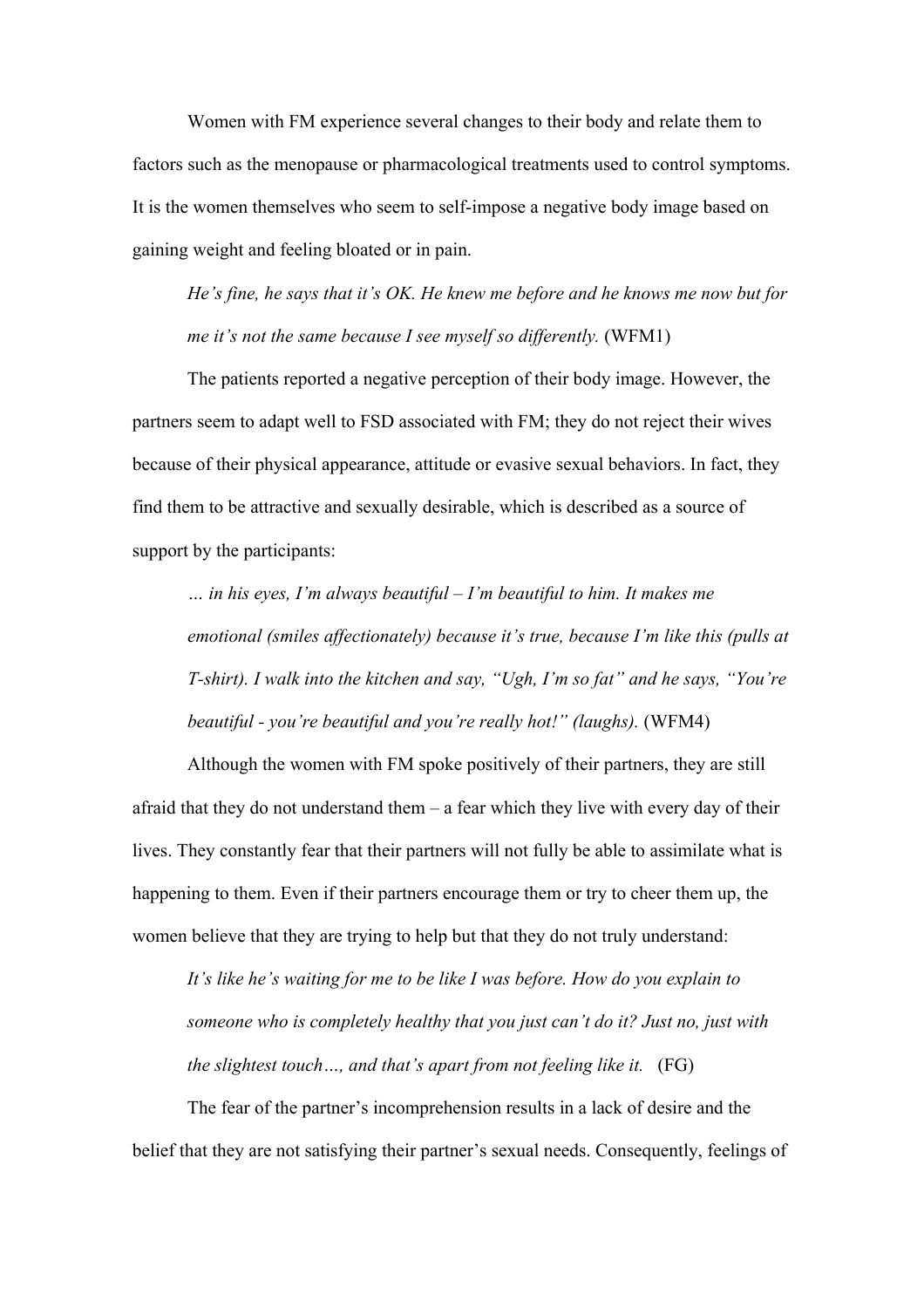Women with FM experience several changes to their body and relate them to factors such as the menopause or pharmacological treatments used to control symptoms. It is the women themselves who seem to self-impose a negative body image based on gaining weight and feeling bloated or in pain.

> *He's fine, he says that it's OK. He knew me before and he knows me now but for me it's not the same because I see myself so differently.* (WFM1)

The patients reported a negative perception of their body image. However, the partners seem to adapt well to FSD associated with FM; they do not reject their wives because of their physical appearance, attitude or evasive sexual behaviors. In fact, they find them to be attractive and sexually desirable, which is described as a source of support by the participants:

> *… in his eyes, I'm always beautiful – I'm beautiful to him. It makes me emotional (smiles affectionately) because it's true, because I'm like this (pulls at T-shirt). I walk into the kitchen and say, "Ugh, I'm so fat" and he says, "You're beautiful - you're beautiful and you're really hot!" (laughs).* (WFM4)

Although the women with FM spoke positively of their partners, they are still afraid that they do not understand them – a fear which they live with every day of their lives. They constantly fear that their partners will not fully be able to assimilate what is happening to them. Even if their partners encourage them or try to cheer them up, the women believe that they are trying to help but that they do not truly understand:

> *It's like he's waiting for me to be like I was before. How do you explain to someone who is completely healthy that you just can't do it? Just no, just with the slightest touch…, and that's apart from not feeling like it.* (FG)

The fear of the partner's incomprehension results in a lack of desire and the belief that they are not satisfying their partner's sexual needs. Consequently, feelings of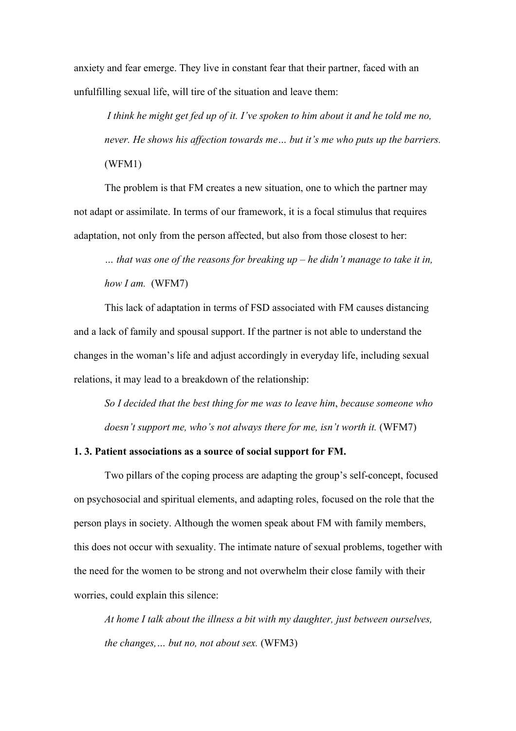anxiety and fear emerge. They live in constant fear that their partner, faced with an unfulfilling sexual life, will tire of the situation and leave them:

> *I think he might get fed up of it. I've spoken to him about it and he told me no, never. He shows his affection towards me… but it's me who puts up the barriers.* (WFM1)

The problem is that FM creates a new situation, one to which the partner may not adapt or assimilate. In terms of our framework, it is a focal stimulus that requires adaptation, not only from the person affected, but also from those closest to her:

> *… that was one of the reasons for breaking up – he didn't manage to take it in, how I am.* (WFM7)

This lack of adaptation in terms of FSD associated with FM causes distancing and a lack of family and spousal support. If the partner is not able to understand the changes in the woman's life and adjust accordingly in everyday life, including sexual relations, it may lead to a breakdown of the relationship:

> *So I decided that the best thing for me was to leave him*, *because someone who doesn't support me, who's not always there for me, isn't worth it.* (WFM7)

**1. 3. Patient associations as a source of social support for FM.**

Two pillars of the coping process are adapting the group's self-concept, focused on psychosocial and spiritual elements, and adapting roles, focused on the role that the person plays in society. Although the women speak about FM with family members, this does not occur with sexuality. The intimate nature of sexual problems, together with the need for the women to be strong and not overwhelm their close family with their worries, could explain this silence:

> *At home I talk about the illness a bit with my daughter, just between ourselves, the changes,… but no, not about sex.* (WFM3)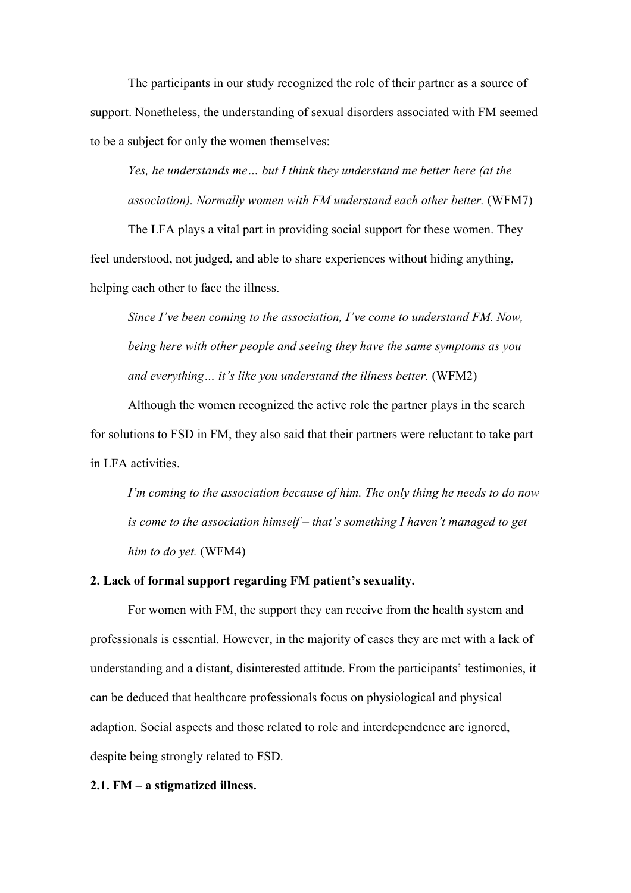The participants in our study recognized the role of their partner as a source of support. Nonetheless, the understanding of sexual disorders associated with FM seemed to be a subject for only the women themselves:

> *Yes, he understands me… but I think they understand me better here (at the association). Normally women with FM understand each other better.* (WFM7)

The LFA plays a vital part in providing social support for these women. They feel understood, not judged, and able to share experiences without hiding anything, helping each other to face the illness.

> *Since I've been coming to the association, I've come to understand FM. Now, being here with other people and seeing they have the same symptoms as you and everything… it's like you understand the illness better.* (WFM2)

Although the women recognized the active role the partner plays in the search for solutions to FSD in FM, they also said that their partners were reluctant to take part in LFA activities.

> *I'm coming to the association because of him. The only thing he needs to do now is come to the association himself – that's something I haven't managed to get him to do yet.* (WFM4)

**2. Lack of formal support regarding FM patient's sexuality.**

For women with FM, the support they can receive from the health system and professionals is essential. However, in the majority of cases they are met with a lack of understanding and a distant, disinterested attitude. From the participants' testimonies, it can be deduced that healthcare professionals focus on physiological and physical adaption. Social aspects and those related to role and interdependence are ignored, despite being strongly related to FSD.

**2.1. FM – a stigmatized illness.**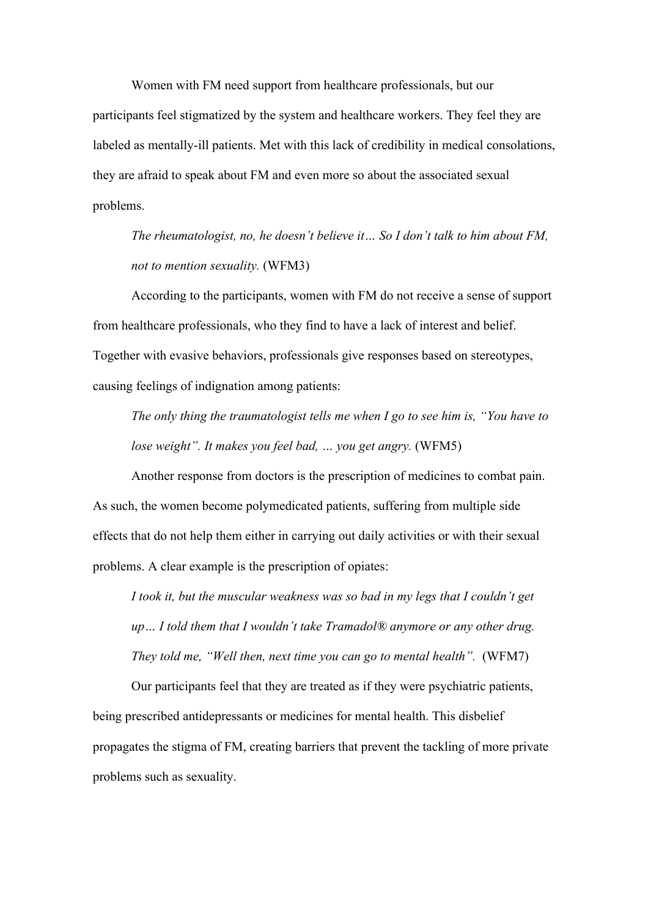Women with FM need support from healthcare professionals, but our participants feel stigmatized by the system and healthcare workers. They feel they are labeled as mentally-ill patients. Met with this lack of credibility in medical consolations, they are afraid to speak about FM and even more so about the associated sexual problems.

> *The rheumatologist, no, he doesn't believe it… So I don't talk to him about FM, not to mention sexuality.* (WFM3)

According to the participants, women with FM do not receive a sense of support from healthcare professionals, who they find to have a lack of interest and belief. Together with evasive behaviors, professionals give responses based on stereotypes, causing feelings of indignation among patients:

> *The only thing the traumatologist tells me when I go to see him is, "You have to lose weight". It makes you feel bad, … you get angry.* (WFM5)

Another response from doctors is the prescription of medicines to combat pain. As such, the women become polymedicated patients, suffering from multiple side effects that do not help them either in carrying out daily activities or with their sexual problems. A clear example is the prescription of opiates:

> *I took it, but the muscular weakness was so bad in my legs that I couldn't get up… I told them that I wouldn't take Tramadol® anymore or any other drug. They told me, "Well then, next time you can go to mental health".* (WFM7)

Our participants feel that they are treated as if they were psychiatric patients, being prescribed antidepressants or medicines for mental health. This disbelief propagates the stigma of FM, creating barriers that prevent the tackling of more private problems such as sexuality.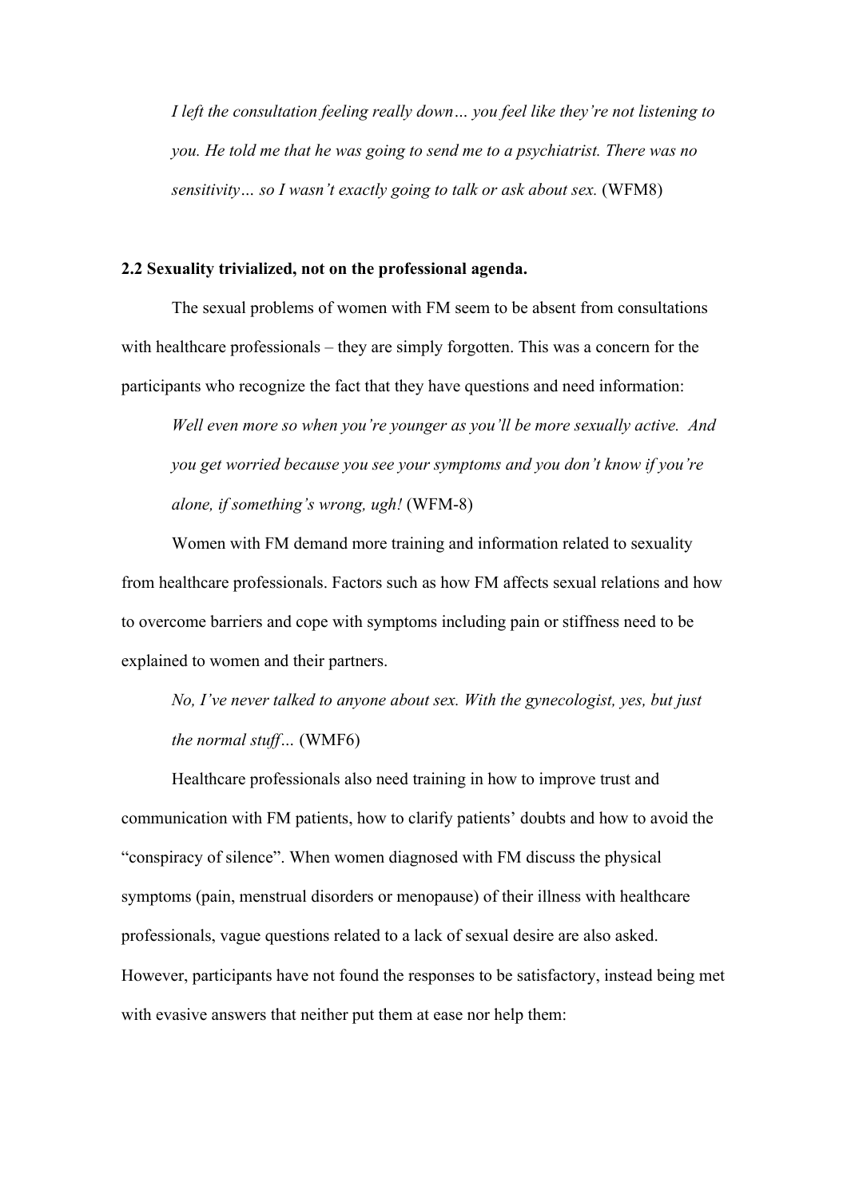*I left the consultation feeling really down… you feel like they're not listening to you. He told me that he was going to send me to a psychiatrist. There was no sensitivity… so I wasn't exactly going to talk or ask about sex.* (WFM8)

### 2.2 Sexuality trivialized, not on the professional agenda.

The sexual problems of women with FM seem to be absent from consultations with healthcare professionals – they are simply forgotten. This was a concern for the participants who recognize the fact that they have questions and need information:

*Well even more so when you're younger as you'll be more sexually active. And you get worried because you see your symptoms and you don't know if you're alone, if something's wrong, ugh!* (WFM-8)

Women with FM demand more training and information related to sexuality from healthcare professionals. Factors such as how FM affects sexual relations and how to overcome barriers and cope with symptoms including pain or stiffness need to be explained to women and their partners.

*No, I've never talked to anyone about sex. With the gynecologist, yes, but just the normal stuff…* (WMF6)

Healthcare professionals also need training in how to improve trust and communication with FM patients, how to clarify patients' doubts and how to avoid the "conspiracy of silence". When women diagnosed with FM discuss the physical symptoms (pain, menstrual disorders or menopause) of their illness with healthcare professionals, vague questions related to a lack of sexual desire are also asked. However, participants have not found the responses to be satisfactory, instead being met with evasive answers that neither put them at ease nor help them: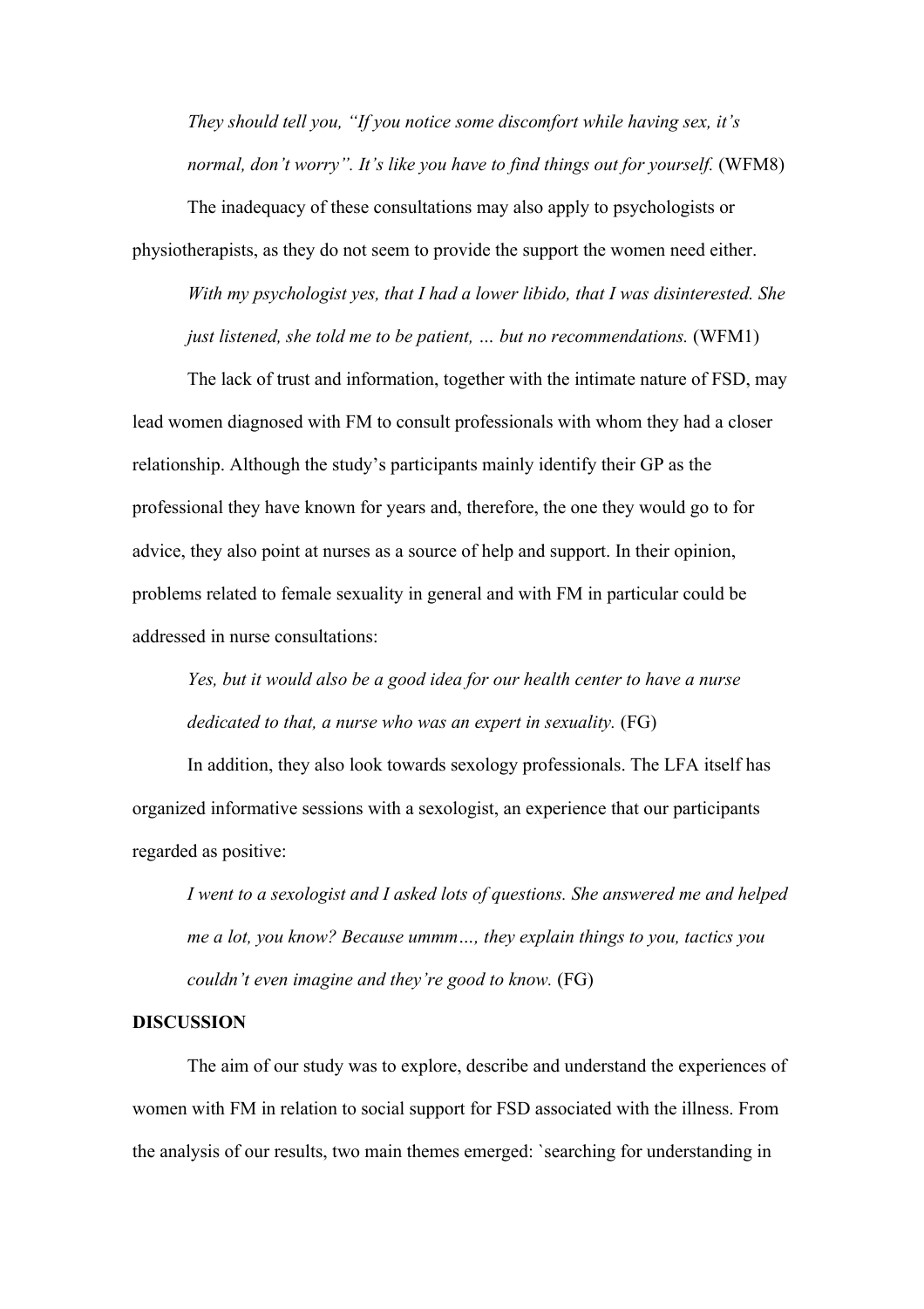*They should tell you, "If you notice some discomfort while having sex, it's normal, don't worry". It's like you have to find things out for yourself.* (WFM8)

The inadequacy of these consultations may also apply to psychologists or physiotherapists, as they do not seem to provide the support the women need either.

*With my psychologist yes, that I had a lower libido, that I was disinterested. She just listened, she told me to be patient, … but no recommendations.* (WFM1)

The lack of trust and information, together with the intimate nature of FSD, may lead women diagnosed with FM to consult professionals with whom they had a closer relationship. Although the study's participants mainly identify their GP as the professional they have known for years and, therefore, the one they would go to for advice, they also point at nurses as a source of help and support. In their opinion, problems related to female sexuality in general and with FM in particular could be addressed in nurse consultations:

*Yes, but it would also be a good idea for our health center to have a nurse dedicated to that, a nurse who was an expert in sexuality.* (FG)

In addition, they also look towards sexology professionals. The LFA itself has organized informative sessions with a sexologist, an experience that our participants regarded as positive:

*I went to a sexologist and I asked lots of questions. She answered me and helped me a lot, you know? Because ummm…, they explain things to you, tactics you couldn't even imagine and they're good to know.* (FG)

**DISCUSSION**

The aim of our study was to explore, describe and understand the experiences of women with FM in relation to social support for FSD associated with the illness. From the analysis of our results, two main themes emerged: `searching for understanding in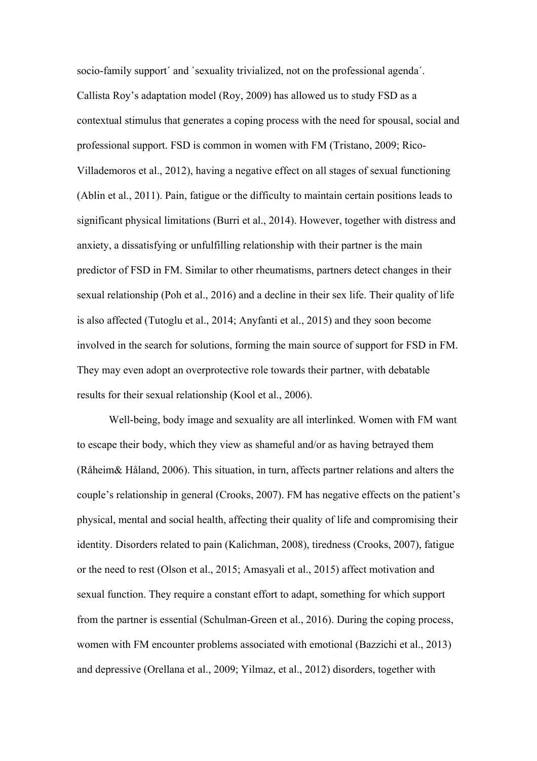socio-family support´ and `sexuality trivialized, not on the professional agenda´. Callista Roy's adaptation model (Roy, 2009) has allowed us to study FSD as a contextual stimulus that generates a coping process with the need for spousal, social and professional support. FSD is common in women with FM (Tristano, 2009; Rico-Villademoros et al., 2012), having a negative effect on all stages of sexual functioning (Ablin et al., 2011). Pain, fatigue or the difficulty to maintain certain positions leads to significant physical limitations (Burri et al., 2014). However, together with distress and anxiety, a dissatisfying or unfulfilling relationship with their partner is the main predictor of FSD in FM. Similar to other rheumatisms, partners detect changes in their sexual relationship (Poh et al., 2016) and a decline in their sex life. Their quality of life is also affected (Tutoglu et al., 2014; Anyfanti et al., 2015) and they soon become involved in the search for solutions, forming the main source of support for FSD in FM. They may even adopt an overprotective role towards their partner, with debatable results for their sexual relationship (Kool et al., 2006).

Well-being, body image and sexuality are all interlinked. Women with FM want to escape their body, which they view as shameful and/or as having betrayed them (Råheim& Håland, 2006). This situation, in turn, affects partner relations and alters the couple's relationship in general (Crooks, 2007). FM has negative effects on the patient's physical, mental and social health, affecting their quality of life and compromising their identity. Disorders related to pain (Kalichman, 2008), tiredness (Crooks, 2007), fatigue or the need to rest (Olson et al., 2015; Amasyali et al., 2015) affect motivation and sexual function. They require a constant effort to adapt, something for which support from the partner is essential (Schulman-Green et al., 2016). During the coping process, women with FM encounter problems associated with emotional (Bazzichi et al., 2013) and depressive (Orellana et al., 2009; Yilmaz, et al., 2012) disorders, together with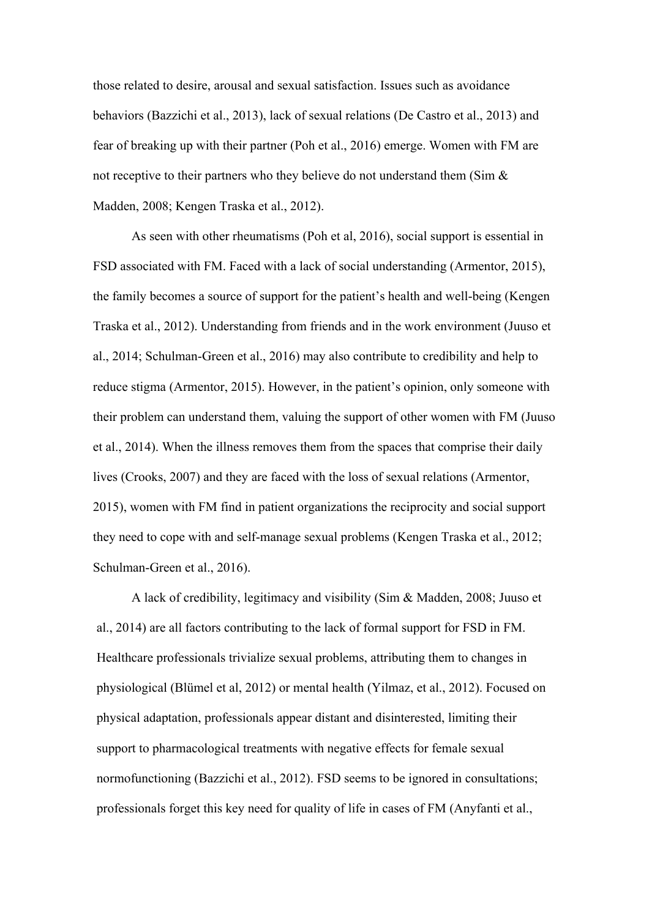those related to desire, arousal and sexual satisfaction. Issues such as avoidance behaviors (Bazzichi et al., 2013), lack of sexual relations (De Castro et al., 2013) and fear of breaking up with their partner (Poh et al., 2016) emerge. Women with FM are not receptive to their partners who they believe do not understand them (Sim & Madden, 2008; Kengen Traska et al., 2012).

As seen with other rheumatisms (Poh et al, 2016), social support is essential in FSD associated with FM. Faced with a lack of social understanding (Armentor, 2015), the family becomes a source of support for the patient's health and well-being (Kengen Traska et al., 2012). Understanding from friends and in the work environment (Juuso et al., 2014; Schulman-Green et al., 2016) may also contribute to credibility and help to reduce stigma (Armentor, 2015). However, in the patient's opinion, only someone with their problem can understand them, valuing the support of other women with FM (Juuso et al., 2014). When the illness removes them from the spaces that comprise their daily lives (Crooks, 2007) and they are faced with the loss of sexual relations (Armentor, 2015), women with FM find in patient organizations the reciprocity and social support they need to cope with and self-manage sexual problems (Kengen Traska et al., 2012; Schulman-Green et al., 2016).

A lack of credibility, legitimacy and visibility (Sim & Madden, 2008; Juuso et al., 2014) are all factors contributing to the lack of formal support for FSD in FM. Healthcare professionals trivialize sexual problems, attributing them to changes in physiological (Blümel et al, 2012) or mental health (Yilmaz, et al., 2012). Focused on physical adaptation, professionals appear distant and disinterested, limiting their support to pharmacological treatments with negative effects for female sexual normofunctioning (Bazzichi et al., 2012). FSD seems to be ignored in consultations; professionals forget this key need for quality of life in cases of FM (Anyfanti et al.,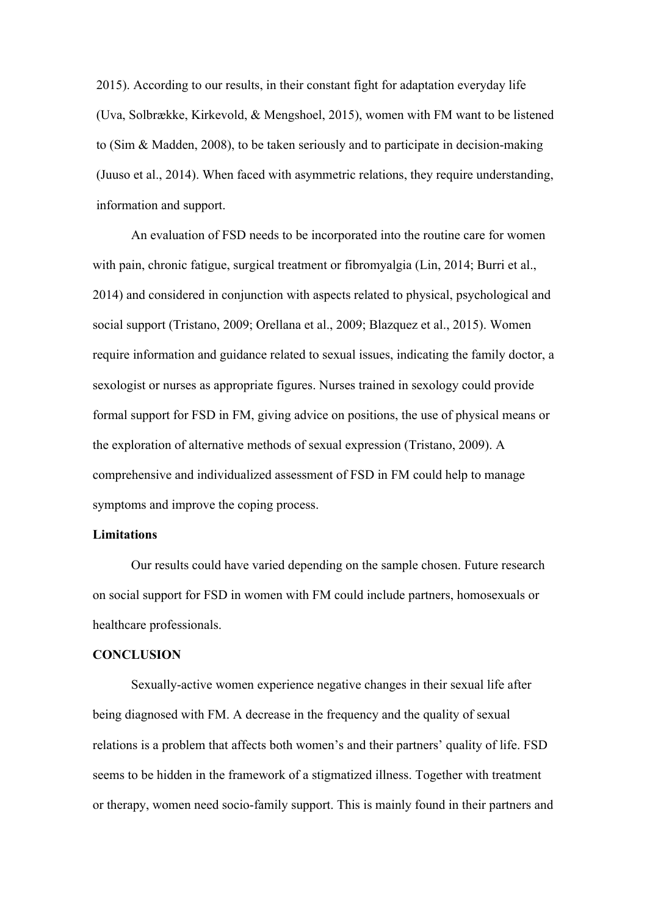2015). According to our results, in their constant fight for adaptation everyday life (Uva, Solbrække, Kirkevold, & Mengshoel, 2015), women with FM want to be listened to (Sim & Madden, 2008), to be taken seriously and to participate in decision-making (Juuso et al., 2014). When faced with asymmetric relations, they require understanding, information and support.

An evaluation of FSD needs to be incorporated into the routine care for women with pain, chronic fatigue, surgical treatment or fibromyalgia (Lin, 2014; Burri et al., 2014) and considered in conjunction with aspects related to physical, psychological and social support (Tristano, 2009; Orellana et al., 2009; Blazquez et al., 2015). Women require information and guidance related to sexual issues, indicating the family doctor, a sexologist or nurses as appropriate figures. Nurses trained in sexology could provide formal support for FSD in FM, giving advice on positions, the use of physical means or the exploration of alternative methods of sexual expression (Tristano, 2009). A comprehensive and individualized assessment of FSD in FM could help to manage symptoms and improve the coping process.

### Limitations

Our results could have varied depending on the sample chosen. Future research on social support for FSD in women with FM could include partners, homosexuals or healthcare professionals.

## CONCLUSION

Sexually-active women experience negative changes in their sexual life after being diagnosed with FM. A decrease in the frequency and the quality of sexual relations is a problem that affects both women's and their partners' quality of life. FSD seems to be hidden in the framework of a stigmatized illness. Together with treatment or therapy, women need socio-family support. This is mainly found in their partners and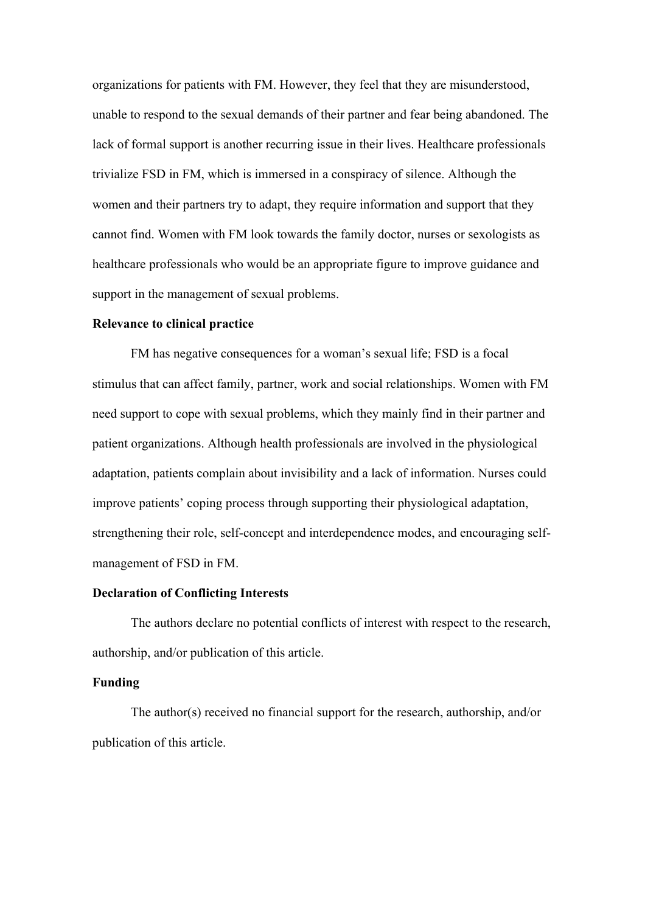organizations for patients with FM. However, they feel that they are misunderstood, unable to respond to the sexual demands of their partner and fear being abandoned. The lack of formal support is another recurring issue in their lives. Healthcare professionals trivialize FSD in FM, which is immersed in a conspiracy of silence. Although the women and their partners try to adapt, they require information and support that they cannot find. Women with FM look towards the family doctor, nurses or sexologists as healthcare professionals who would be an appropriate figure to improve guidance and support in the management of sexual problems.

**Relevance to clinical practice**

FM has negative consequences for a woman's sexual life; FSD is a focal stimulus that can affect family, partner, work and social relationships. Women with FM need support to cope with sexual problems, which they mainly find in their partner and patient organizations. Although health professionals are involved in the physiological adaptation, patients complain about invisibility and a lack of information. Nurses could improve patients' coping process through supporting their physiological adaptation, strengthening their role, self-concept and interdependence modes, and encouraging self-management of FSD in FM.

**Declaration of Conflicting Interests**

The authors declare no potential conflicts of interest with respect to the research, authorship, and/or publication of this article.

**Funding**

The author(s) received no financial support for the research, authorship, and/or publication of this article.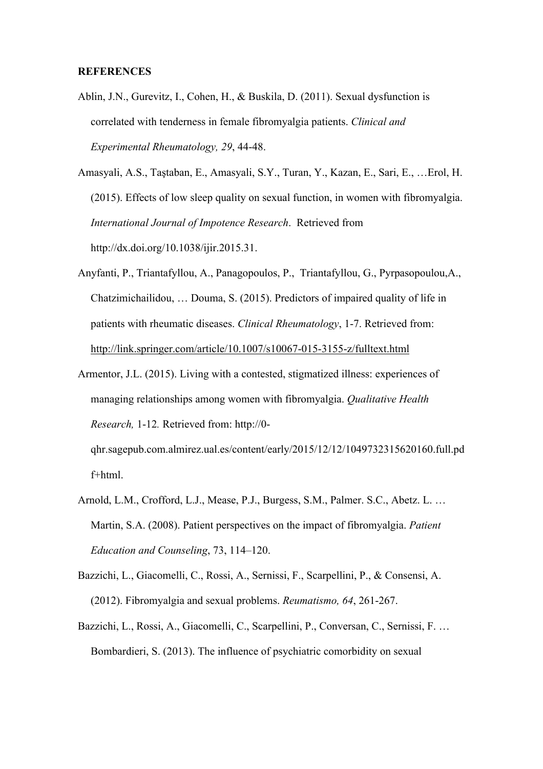**REFERENCES**

Ablin, J.N., Gurevitz, I., Cohen, H., & Buskila, D. (2011). Sexual dysfunction is correlated with tenderness in female fibromyalgia patients. *Clinical and Experimental Rheumatology, 29*, 44-48.

Amasyali, A.S., Taştaban, E., Amasyali, S.Y., Turan, Y., Kazan, E., Sari, E., …Erol, H. (2015). Effects of low sleep quality on sexual function, in women with fibromyalgia. *International Journal of Impotence Research*. Retrieved from http://dx.doi.org/10.1038/ijir.2015.31.

Anyfanti, P., Triantafyllou, A., Panagopoulos, P., Triantafyllou, G., Pyrpasopoulou,A., Chatzimichailidou, … Douma, S. (2015). Predictors of impaired quality of life in patients with rheumatic diseases. *Clinical Rheumatology*, 1-7. Retrieved from: http://link.springer.com/article/10.1007/s10067-015-3155-z/fulltext.html

Armentor, J.L. (2015). Living with a contested, stigmatized illness: experiences of managing relationships among women with fibromyalgia. *Qualitative Health Research,* 1-12. Retrieved from: http://0-qhr.sagepub.com.almirez.ual.es/content/early/2015/12/12/1049732315620160.full.pdf+html.

Arnold, L.M., Crofford, L.J., Mease, P.J., Burgess, S.M., Palmer. S.C., Abetz. L. … Martin, S.A. (2008). Patient perspectives on the impact of fibromyalgia. *Patient Education and Counseling*, 73, 114–120.

Bazzichi, L., Giacomelli, C., Rossi, A., Sernissi, F., Scarpellini, P., & Consensi, A. (2012). Fibromyalgia and sexual problems. *Reumatismo, 64*, 261-267.

Bazzichi, L., Rossi, A., Giacomelli, C., Scarpellini, P., Conversan, C., Sernissi, F. … Bombardieri, S. (2013). The influence of psychiatric comorbidity on sexual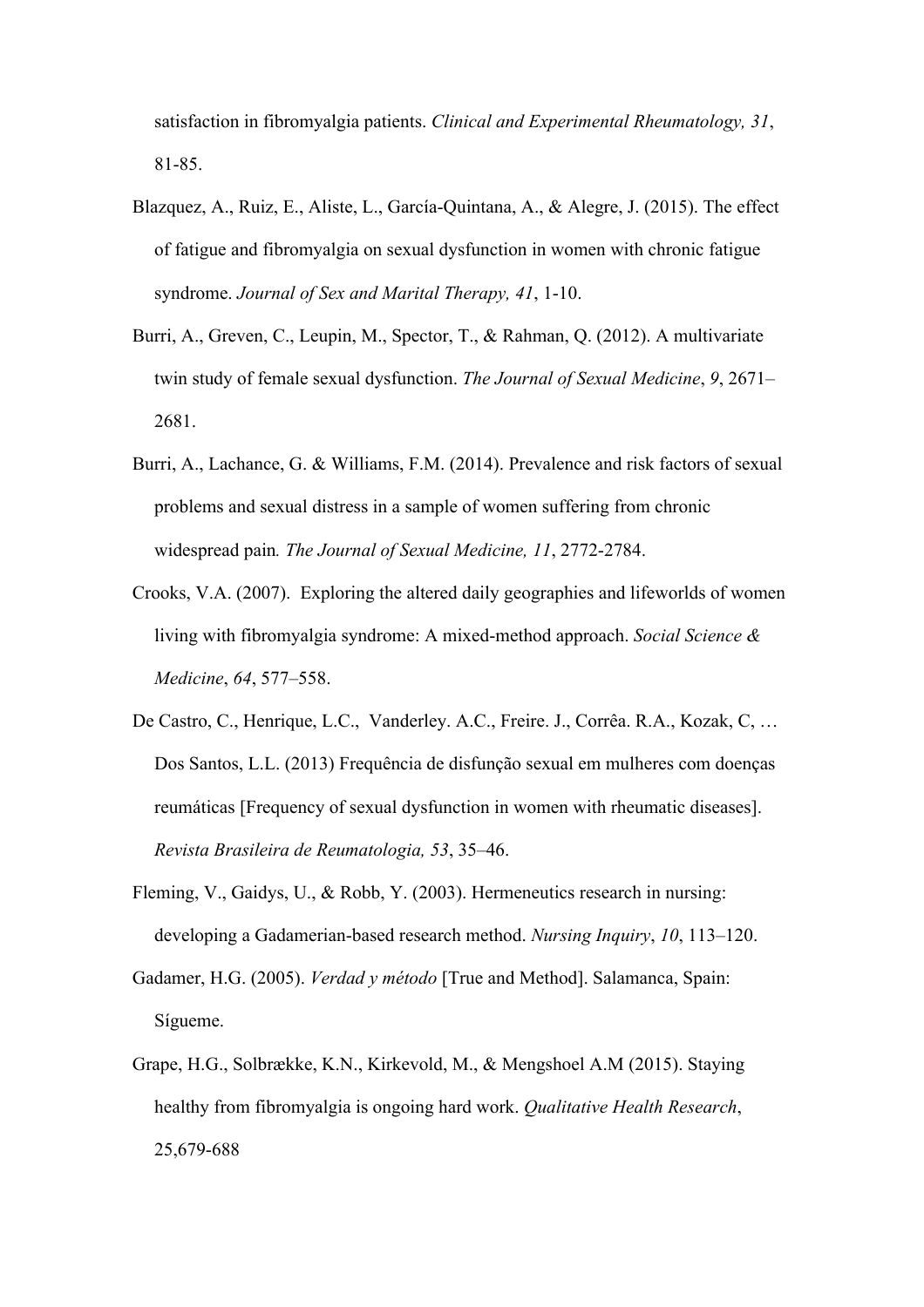satisfaction in fibromyalgia patients. *Clinical and Experimental Rheumatology, 31*, 81-85.

Blazquez, A., Ruiz, E., Aliste, L., García-Quintana, A., & Alegre, J. (2015). The effect of fatigue and fibromyalgia on sexual dysfunction in women with chronic fatigue syndrome. *Journal of Sex and Marital Therapy, 41*, 1-10.

Burri, A., Greven, C., Leupin, M., Spector, T., & Rahman, Q. (2012). A multivariate twin study of female sexual dysfunction. *The Journal of Sexual Medicine*, *9*, 2671–2681.

Burri, A., Lachance, G. & Williams, F.M. (2014). Prevalence and risk factors of sexual problems and sexual distress in a sample of women suffering from chronic widespread pain*. The Journal of Sexual Medicine, 11*, 2772-2784.

Crooks, V.A. (2007). Exploring the altered daily geographies and lifeworlds of women living with fibromyalgia syndrome: A mixed-method approach. *Social Science & Medicine*, *64*, 577–558.

De Castro, C., Henrique, L.C., Vanderley. A.C., Freire. J., Corrêa. R.A., Kozak, C, … Dos Santos, L.L. (2013) Frequência de disfunção sexual em mulheres com doenças reumáticas [Frequency of sexual dysfunction in women with rheumatic diseases]. *Revista Brasileira de Reumatologia, 53*, 35–46.

Fleming, V., Gaidys, U., & Robb, Y. (2003). Hermeneutics research in nursing: developing a Gadamerian-based research method. *Nursing Inquiry*, *10*, 113–120.

Gadamer, H.G. (2005). *Verdad y método* [True and Method]. Salamanca, Spain: Sígueme.

Grape, H.G., Solbrække, K.N., Kirkevold, M., & Mengshoel A.M (2015). Staying healthy from fibromyalgia is ongoing hard work. *Qualitative Health Research*, 25,679-688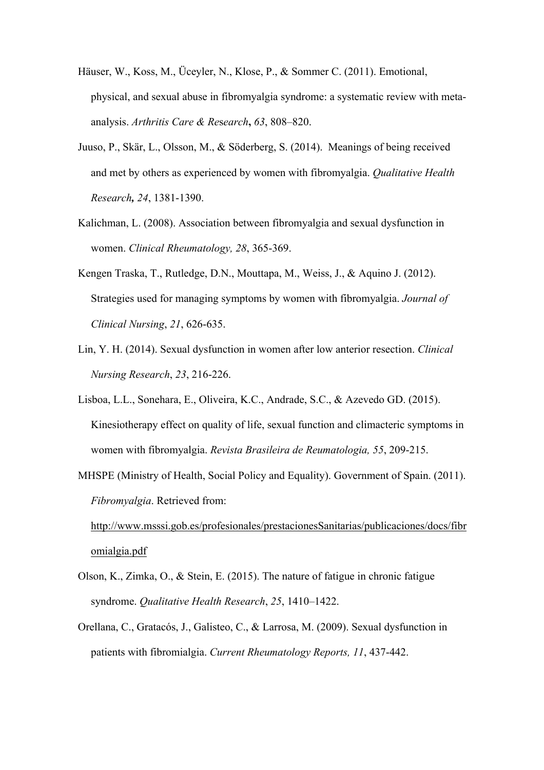Häuser, W., Koss, M., Üceyler, N., Klose, P., & Sommer C. (2011). Emotional, physical, and sexual abuse in fibromyalgia syndrome: a systematic review with meta-analysis. *Arthritis Care & Research***,** *63*, 808–820.

Juuso, P., Skär, L., Olsson, M., & Söderberg, S. (2014). Meanings of being received and met by others as experienced by women with fibromyalgia. *Qualitative Health Research***,** *24*, 1381-1390.

Kalichman, L. (2008). Association between fibromyalgia and sexual dysfunction in women. *Clinical Rheumatology, 28*, 365-369.

Kengen Traska, T., Rutledge, D.N., Mouttapa, M., Weiss, J., & Aquino J. (2012). Strategies used for managing symptoms by women with fibromyalgia. *Journal of Clinical Nursing*, *21*, 626-635.

Lin, Y. H. (2014). Sexual dysfunction in women after low anterior resection. *Clinical Nursing Research*, *23*, 216-226.

Lisboa, L.L., Sonehara, E., Oliveira, K.C., Andrade, S.C., & Azevedo GD. (2015). Kinesiotherapy effect on quality of life, sexual function and climacteric symptoms in women with fibromyalgia. *Revista Brasileira de Reumatologia, 55*, 209-215.

MHSPE (Ministry of Health, Social Policy and Equality). Government of Spain. (2011). *Fibromyalgia*. Retrieved from: http://www.msssi.gob.es/profesionales/prestacionesSanitarias/publicaciones/docs/fibromialgia.pdf

Olson, K., Zimka, O., & Stein, E. (2015). The nature of fatigue in chronic fatigue syndrome. *Qualitative Health Research*, *25*, 1410–1422.

Orellana, C., Gratacós, J., Galisteo, C., & Larrosa, M. (2009). Sexual dysfunction in patients with fibromialgia. *Current Rheumatology Reports, 11*, 437-442.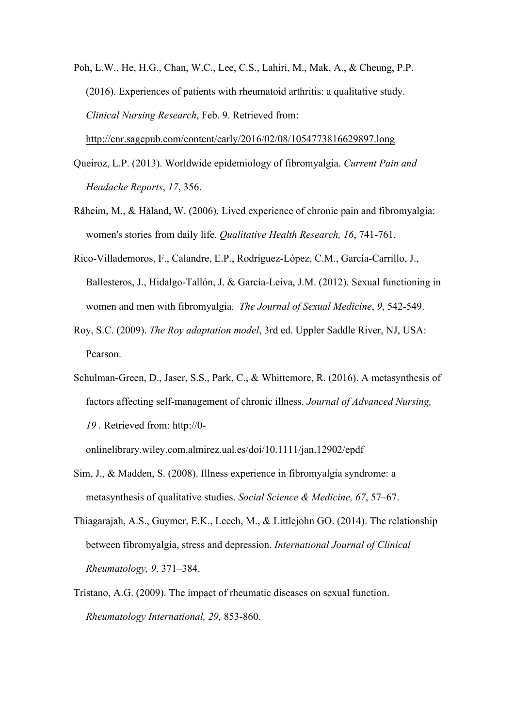Poh, L.W., He, H.G., Chan, W.C., Lee, C.S., Lahiri, M., Mak, A., & Cheung, P.P. (2016). Experiences of patients with rheumatoid arthritis: a qualitative study. *Clinical Nursing Research*, Feb. 9. Retrieved from: http://cnr.sagepub.com/content/early/2016/02/08/1054773816629897.long

Queiroz, L.P. (2013). Worldwide epidemiology of fibromyalgia. *Current Pain and Headache Reports*, *17*, 356.

Råheim, M., & Håland, W. (2006). Lived experience of chronic pain and fibromyalgia: women's stories from daily life. *Qualitative Health Research, 16*, 741-761.

Rico-Villademoros, F., Calandre, E.P., Rodríguez-López, C.M., García-Carrillo, J., Ballesteros, J., Hidalgo-Tallón, J. & García-Leiva, J.M. (2012). Sexual functioning in women and men with fibromyalgia. *The Journal of Sexual Medicine*, *9*, 542-549.

Roy, S.C. (2009). *The Roy adaptation model*, 3rd ed. Uppler Saddle River, NJ, USA: Pearson.

Schulman-Green, D., Jaser, S.S., Park, C., & Whittemore, R. (2016). A metasynthesis of factors affecting self-management of chronic illness. *Journal of Advanced Nursing, 19* . Retrieved from: http://0-onlinelibrary.wiley.com.almirez.ual.es/doi/10.1111/jan.12902/epdf

Sim, J., & Madden, S. (2008). Illness experience in fibromyalgia syndrome: a metasynthesis of qualitative studies. *Social Science & Medicine, 67*, 57–67.

Thiagarajah, A.S., Guymer, E.K., Leech, M., & Littlejohn GO. (2014). The relationship between fibromyalgia, stress and depression. *International Journal of Clinical Rheumatology, 9*, 371–384.

Tristano, A.G. (2009). The impact of rheumatic diseases on sexual function. *Rheumatology International, 29,* 853-860.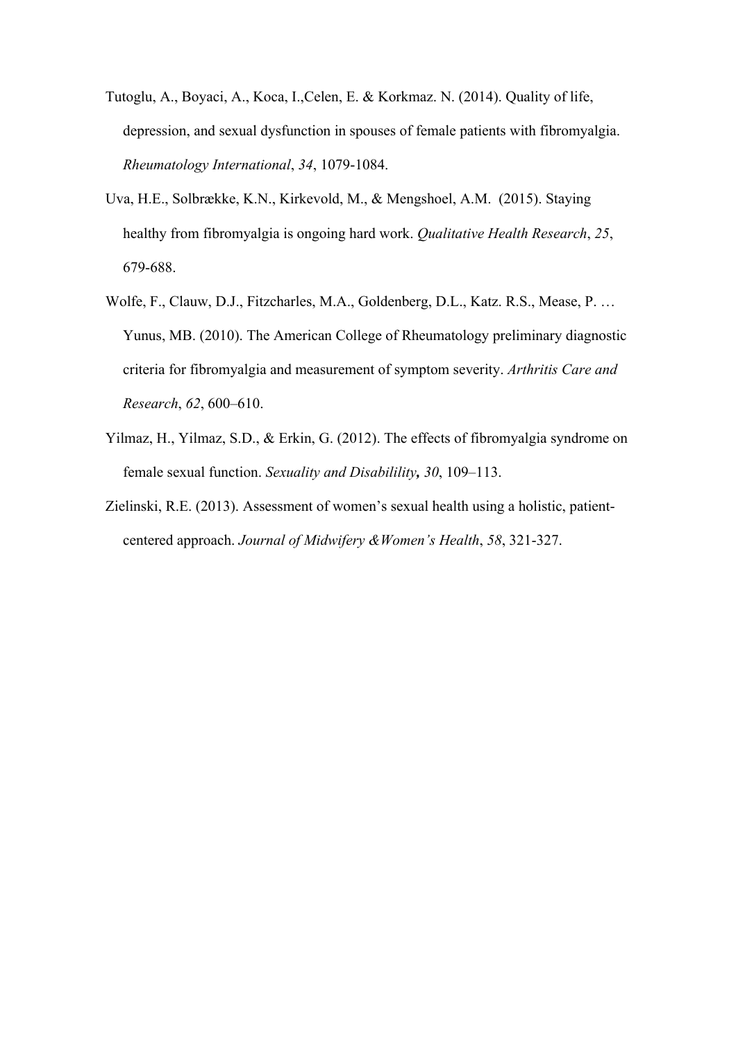Tutoglu, A., Boyaci, A., Koca, I.,Celen, E. & Korkmaz. N. (2014). Quality of life, depression, and sexual dysfunction in spouses of female patients with fibromyalgia. *Rheumatology International*, *34*, 1079-1084.

Uva, H.E., Solbrække, K.N., Kirkevold, M., & Mengshoel, A.M. (2015). Staying healthy from fibromyalgia is ongoing hard work. *Qualitative Health Research*, *25*, 679-688.

Wolfe, F., Clauw, D.J., Fitzcharles, M.A., Goldenberg, D.L., Katz. R.S., Mease, P. … Yunus, MB. (2010). The American College of Rheumatology preliminary diagnostic criteria for fibromyalgia and measurement of symptom severity. *Arthritis Care and Research*, *62*, 600–610.

Yilmaz, H., Yilmaz, S.D., & Erkin, G. (2012). The effects of fibromyalgia syndrome on female sexual function. *Sexuality and Disabilility***,** *30*, 109–113.

Zielinski, R.E. (2013). Assessment of women's sexual health using a holistic, patient-centered approach. *Journal of Midwifery &Women's Health*, *58*, 321-327.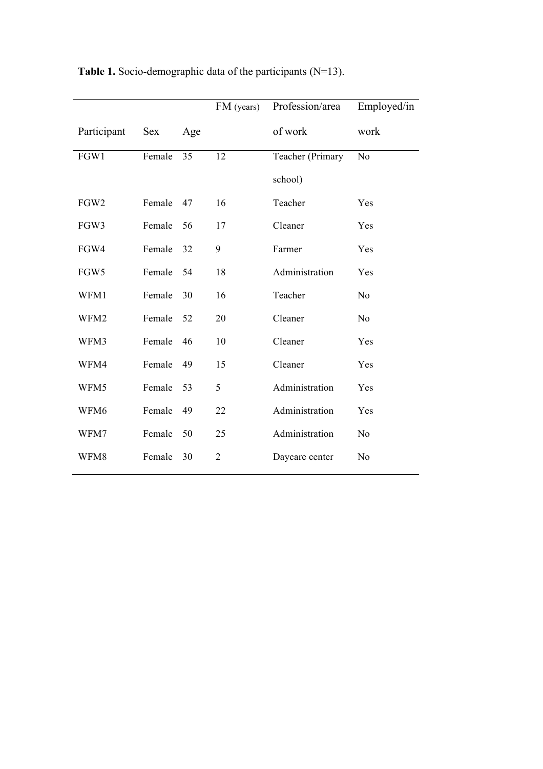**Table 1.** Socio-demographic data of the participants (N=13).

| Participant | Sex | Age | FM (years) | Profession/area of work | Employed/in work |
|---|---|---|---|---|---|
| FGW1 | Female | 35 | 12 | Teacher (Primary school) | No |
| FGW2 | Female | 47 | 16 | Teacher | Yes |
| FGW3 | Female | 56 | 17 | Cleaner | Yes |
| FGW4 | Female | 32 | 9 | Farmer | Yes |
| FGW5 | Female | 54 | 18 | Administration | Yes |
| WFM1 | Female | 30 | 16 | Teacher | No |
| WFM2 | Female | 52 | 20 | Cleaner | No |
| WFM3 | Female | 46 | 10 | Cleaner | Yes |
| WFM4 | Female | 49 | 15 | Cleaner | Yes |
| WFM5 | Female | 53 | 5 | Administration | Yes |
| WFM6 | Female | 49 | 22 | Administration | Yes |
| WFM7 | Female | 50 | 25 | Administration | No |
| WFM8 | Female | 30 | 2 | Daycare center | No |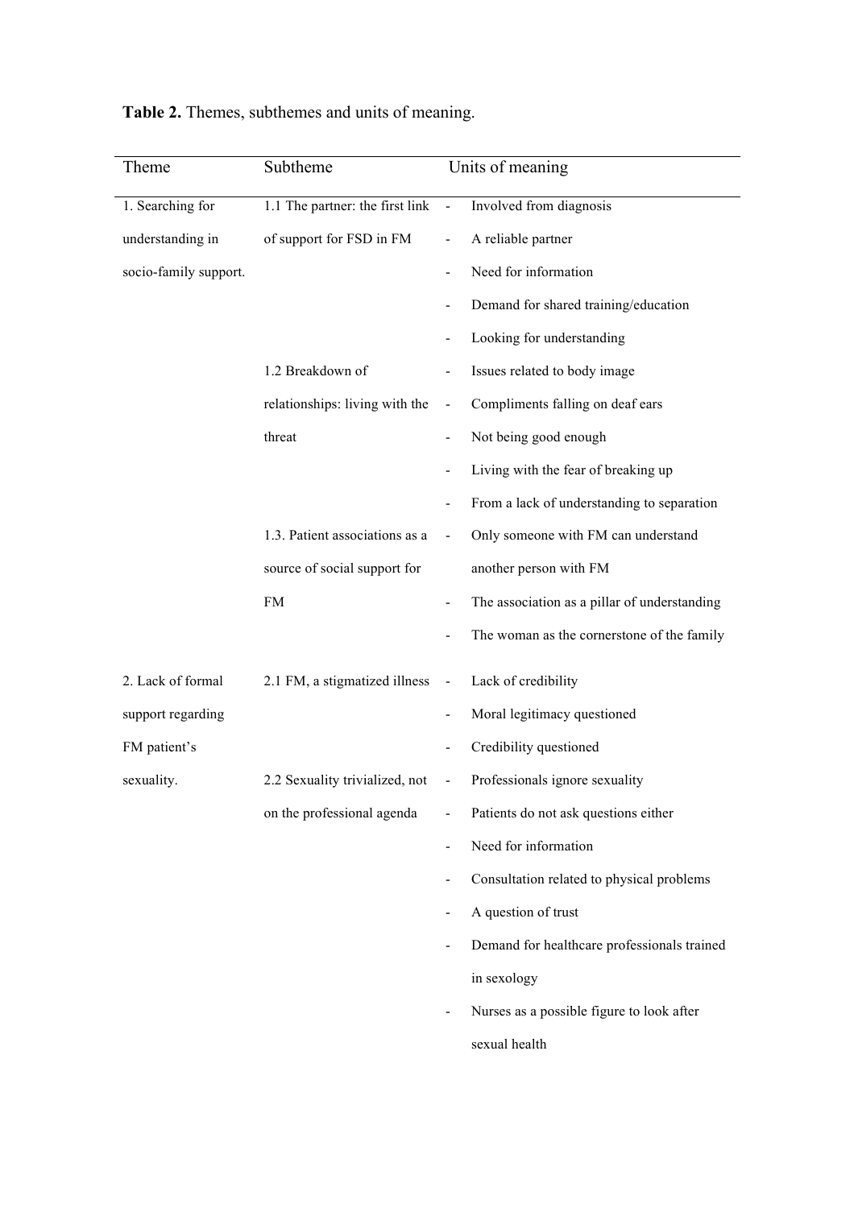**Table 2.** Themes, subthemes and units of meaning.

| Theme | Subtheme | Units of meaning |
|---|---|---|
| 1. Searching for understanding in socio-family support. | 1.1 The partner: the first link of support for FSD in FM | - Involved from diagnosis<br>- A reliable partner<br>- Need for information<br>- Demand for shared training/education<br>- Looking for understanding |
| | 1.2 Breakdown of relationships: living with the threat | - Issues related to body image<br>- Compliments falling on deaf ears<br>- Not being good enough<br>- Living with the fear of breaking up<br>- From a lack of understanding to separation |
| | 1.3. Patient associations as a source of social support for FM | - Only someone with FM can understand another person with FM<br>- The association as a pillar of understanding<br>- The woman as the cornerstone of the family |
| 2. Lack of formal support regarding FM patient's sexuality. | 2.1 FM, a stigmatized illness | - Lack of credibility<br>- Moral legitimacy questioned<br>- Credibility questioned |
| | 2.2 Sexuality trivialized, not on the professional agenda | - Professionals ignore sexuality<br>- Patients do not ask questions either<br>- Need for information<br>- Consultation related to physical problems<br>- A question of trust<br>- Demand for healthcare professionals trained in sexology<br>- Nurses as a possible figure to look after sexual health |